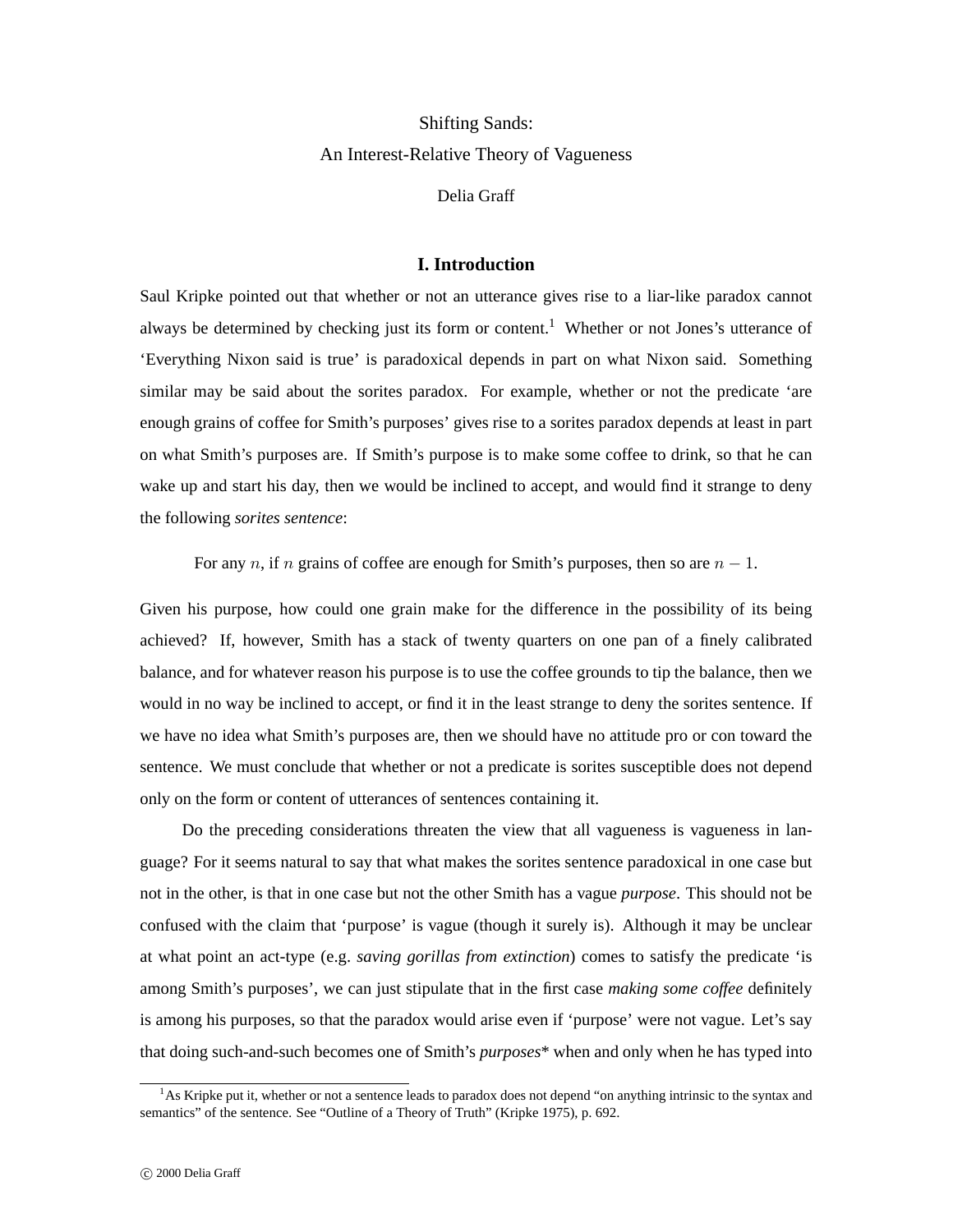# Shifting Sands:
# An Interest-Relative Theory of Vagueness

Delia Graff

## I. Introduction

Saul Kripke pointed out that whether or not an utterance gives rise to a liar-like paradox cannot always be determined by checking just its form or content.[1] Whether or not Jones's utterance of 'Everything Nixon said is true' is paradoxical depends in part on what Nixon said. Something similar may be said about the sorites paradox. For example, whether or not the predicate 'are enough grains of coffee for Smith's purposes' gives rise to a sorites paradox depends at least in part on what Smith's purposes are. If Smith's purpose is to make some coffee to drink, so that he can wake up and start his day, then we would be inclined to accept, and would find it strange to deny the following *sorites sentence*:

> For any $n$, if $n$ grains of coffee are enough for Smith's purposes, then so are $n - 1$.

Given his purpose, how could one grain make for the difference in the possibility of its being achieved? If, however, Smith has a stack of twenty quarters on one pan of a finely calibrated balance, and for whatever reason his purpose is to use the coffee grounds to tip the balance, then we would in no way be inclined to accept, or find it in the least strange to deny the sorites sentence. If we have no idea what Smith's purposes are, then we should have no attitude pro or con toward the sentence. We must conclude that whether or not a predicate is sorites susceptible does not depend only on the form or content of utterances of sentences containing it.

Do the preceding considerations threaten the view that all vagueness is vagueness in language? For it seems natural to say that what makes the sorites sentence paradoxical in one case but not in the other, is that in one case but not the other Smith has a vague *purpose*. This should not be confused with the claim that 'purpose' is vague (though it surely is). Although it may be unclear at what point an act-type (e.g. *saving gorillas from extinction*) comes to satisfy the predicate 'is among Smith's purposes', we can just stipulate that in the first case *making some coffee* definitely is among his purposes, so that the paradox would arise even if 'purpose' were not vague. Let's say that doing such-and-such becomes one of Smith's *purposes\** when and only when he has typed into

[1] As Kripke put it, whether or not a sentence leads to paradox does not depend "on anything intrinsic to the syntax and semantics" of the sentence. See "Outline of a Theory of Truth" (Kripke 1975), p. 692.

© 2000 Delia Graff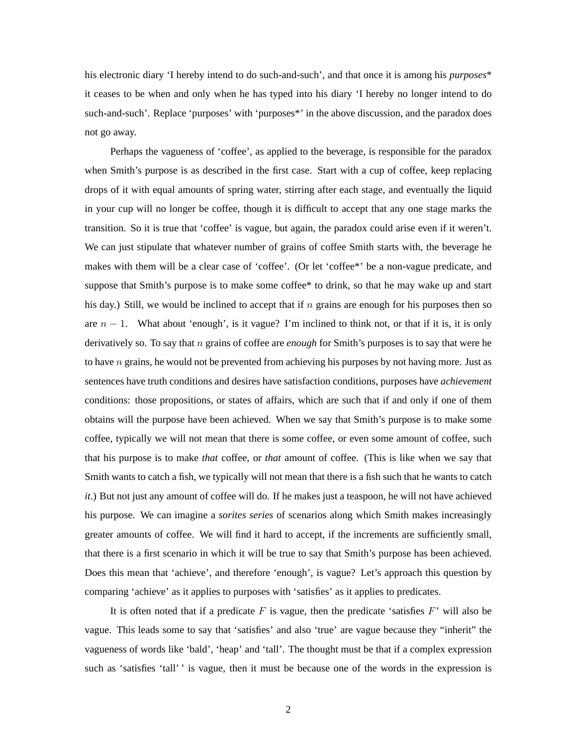his electronic diary ‘I hereby intend to do such-and-such’, and that once it is among his *purposes*\* it ceases to be when and only when he has typed into his diary ‘I hereby no longer intend to do such-and-such’. Replace ‘purposes’ with ‘purposes*’ in the above discussion, and the paradox does not go away.

Perhaps the vagueness of ‘coffee’, as applied to the beverage, is responsible for the paradox when Smith’s purpose is as described in the first case. Start with a cup of coffee, keep replacing drops of it with equal amounts of spring water, stirring after each stage, and eventually the liquid in your cup will no longer be coffee, though it is difficult to accept that any one stage marks the transition. So it is true that ‘coffee’ is vague, but again, the paradox could arise even if it weren’t. We can just stipulate that whatever number of grains of coffee Smith starts with, the beverage he makes with them will be a clear case of ‘coffee’. (Or let ‘coffee*’ be a non-vague predicate, and suppose that Smith’s purpose is to make some coffee* to drink, so that he may wake up and start his day.) Still, we would be inclined to accept that if $n$ grains are enough for his purposes then so are $n - 1$. What about ‘enough’, is it vague? I’m inclined to think not, or that if it is, it is only derivatively so. To say that $n$ grains of coffee are *enough* for Smith’s purposes is to say that were he to have $n$ grains, he would not be prevented from achieving his purposes by not having more. Just as sentences have truth conditions and desires have satisfaction conditions, purposes have *achievement* conditions: those propositions, or states of affairs, which are such that if and only if one of them obtains will the purpose have been achieved. When we say that Smith’s purpose is to make some coffee, typically we will not mean that there is some coffee, or even some amount of coffee, such that his purpose is to make *that* coffee, or *that* amount of coffee. (This is like when we say that Smith wants to catch a fish, we typically will not mean that there is a fish such that he wants to catch *it*.) But not just any amount of coffee will do. If he makes just a teaspoon, he will not have achieved his purpose. We can imagine a *sorites series* of scenarios along which Smith makes increasingly greater amounts of coffee. We will find it hard to accept, if the increments are sufficiently small, that there is a first scenario in which it will be true to say that Smith’s purpose has been achieved. Does this mean that ‘achieve’, and therefore ‘enough’, is vague? Let’s approach this question by comparing ‘achieve’ as it applies to purposes with ‘satisfies’ as it applies to predicates.

It is often noted that if a predicate $F$ is vague, then the predicate ‘satisfies $F$’ will also be vague. This leads some to say that ‘satisfies’ and also ‘true’ are vague because they “inherit” the vagueness of words like ‘bald’, ‘heap’ and ‘tall’. The thought must be that if a complex expression such as ‘satisfies ‘tall’ ’ is vague, then it must be because one of the words in the expression is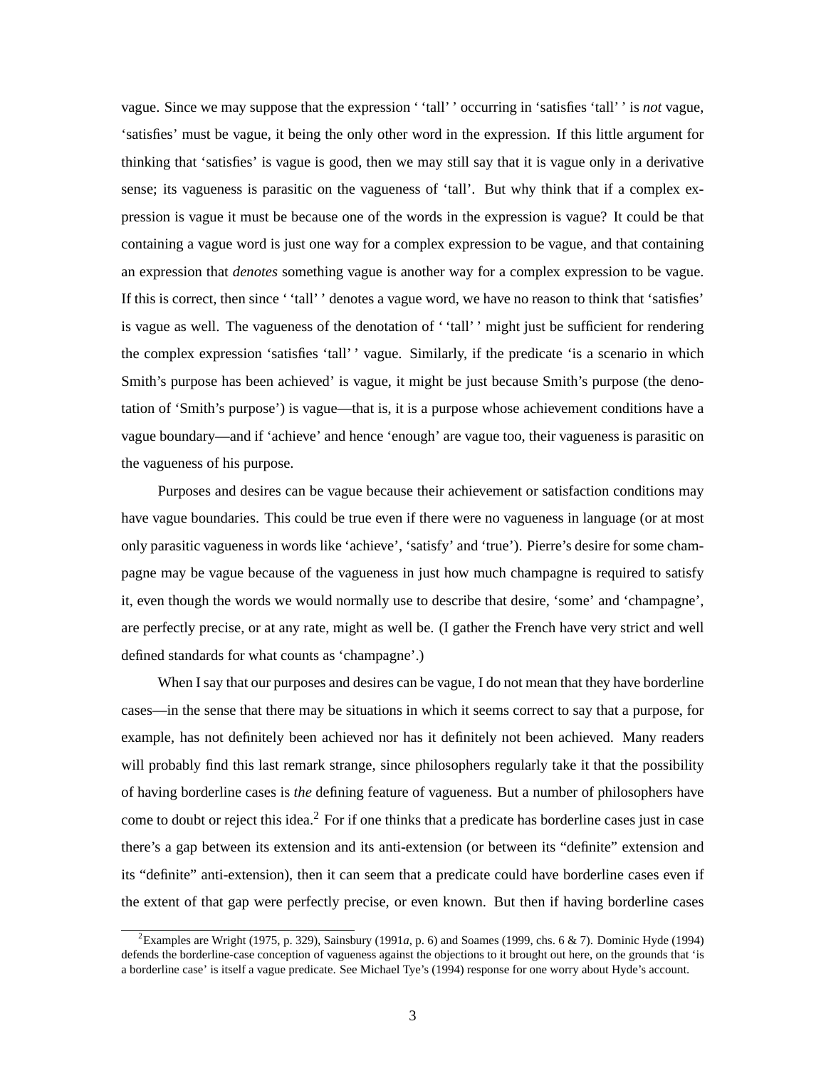vague. Since we may suppose that the expression ' 'tall' ' occurring in 'satisfies 'tall' ' is *not* vague, 'satisfies' must be vague, it being the only other word in the expression. If this little argument for thinking that 'satisfies' is vague is good, then we may still say that it is vague only in a derivative sense; its vagueness is parasitic on the vagueness of 'tall'. But why think that if a complex expression is vague it must be because one of the words in the expression is vague? It could be that containing a vague word is just one way for a complex expression to be vague, and that containing an expression that *denotes* something vague is another way for a complex expression to be vague. If this is correct, then since ' 'tall' ' denotes a vague word, we have no reason to think that 'satisfies' is vague as well. The vagueness of the denotation of ' 'tall' ' might just be sufficient for rendering the complex expression 'satisfies 'tall' ' vague. Similarly, if the predicate 'is a scenario in which Smith's purpose has been achieved' is vague, it might be just because Smith's purpose (the denotation of 'Smith's purpose') is vague—that is, it is a purpose whose achievement conditions have a vague boundary—and if 'achieve' and hence 'enough' are vague too, their vagueness is parasitic on the vagueness of his purpose.

Purposes and desires can be vague because their achievement or satisfaction conditions may have vague boundaries. This could be true even if there were no vagueness in language (or at most only parasitic vagueness in words like 'achieve', 'satisfy' and 'true'). Pierre's desire for some champagne may be vague because of the vagueness in just how much champagne is required to satisfy it, even though the words we would normally use to describe that desire, 'some' and 'champagne', are perfectly precise, or at any rate, might as well be. (I gather the French have very strict and well defined standards for what counts as 'champagne'.)

When I say that our purposes and desires can be vague, I do not mean that they have borderline cases—in the sense that there may be situations in which it seems correct to say that a purpose, for example, has not definitely been achieved nor has it definitely not been achieved. Many readers will probably find this last remark strange, since philosophers regularly take it that the possibility of having borderline cases is *the* defining feature of vagueness. But a number of philosophers have come to doubt or reject this idea.[2] For if one thinks that a predicate has borderline cases just in case there's a gap between its extension and its anti-extension (or between its "definite" extension and its "definite" anti-extension), then it can seem that a predicate could have borderline cases even if the extent of that gap were perfectly precise, or even known. But then if having borderline cases

[2]Examples are Wright (1975, p. 329), Sainsbury (1991*a*, p. 6) and Soames (1999, chs. 6 & 7). Dominic Hyde (1994) defends the borderline-case conception of vagueness against the objections to it brought out here, on the grounds that 'is a borderline case' is itself a vague predicate. See Michael Tye's (1994) response for one worry about Hyde's account.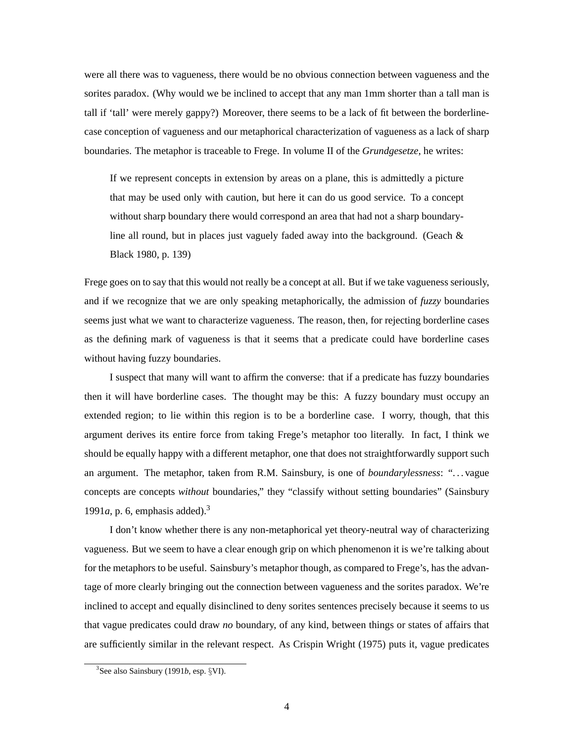were all there was to vagueness, there would be no obvious connection between vagueness and the sorites paradox. (Why would we be inclined to accept that any man 1mm shorter than a tall man is tall if 'tall' were merely gappy?) Moreover, there seems to be a lack of fit between the borderline-case conception of vagueness and our metaphorical characterization of vagueness as a lack of sharp boundaries. The metaphor is traceable to Frege. In volume II of the *Grundgesetze*, he writes:

> If we represent concepts in extension by areas on a plane, this is admittedly a picture that may be used only with caution, but here it can do us good service. To a concept without sharp boundary there would correspond an area that had not a sharp boundary-line all round, but in places just vaguely faded away into the background. (Geach & Black 1980, p. 139)

Frege goes on to say that this would not really be a concept at all. But if we take vagueness seriously, and if we recognize that we are only speaking metaphorically, the admission of *fuzzy* boundaries seems just what we want to characterize vagueness. The reason, then, for rejecting borderline cases as the defining mark of vagueness is that it seems that a predicate could have borderline cases without having fuzzy boundaries.

I suspect that many will want to affirm the converse: that if a predicate has fuzzy boundaries then it will have borderline cases. The thought may be this: A fuzzy boundary must occupy an extended region; to lie within this region is to be a borderline case. I worry, though, that this argument derives its entire force from taking Frege's metaphor too literally. In fact, I think we should be equally happy with a different metaphor, one that does not straightforwardly support such an argument. The metaphor, taken from R.M. Sainsbury, is one of *boundarylessness*: "...vague concepts are concepts *without* boundaries," they "classify without setting boundaries" (Sainsbury 1991*a*, p. 6, emphasis added).[3]

I don't know whether there is any non-metaphorical yet theory-neutral way of characterizing vagueness. But we seem to have a clear enough grip on which phenomenon it is we're talking about for the metaphors to be useful. Sainsbury's metaphor though, as compared to Frege's, has the advantage of more clearly bringing out the connection between vagueness and the sorites paradox. We're inclined to accept and equally disinclined to deny sorites sentences precisely because it seems to us that vague predicates could draw *no* boundary, of any kind, between things or states of affairs that are sufficiently similar in the relevant respect. As Crispin Wright (1975) puts it, vague predicates

[3] See also Sainsbury (1991*b*, esp. §VI).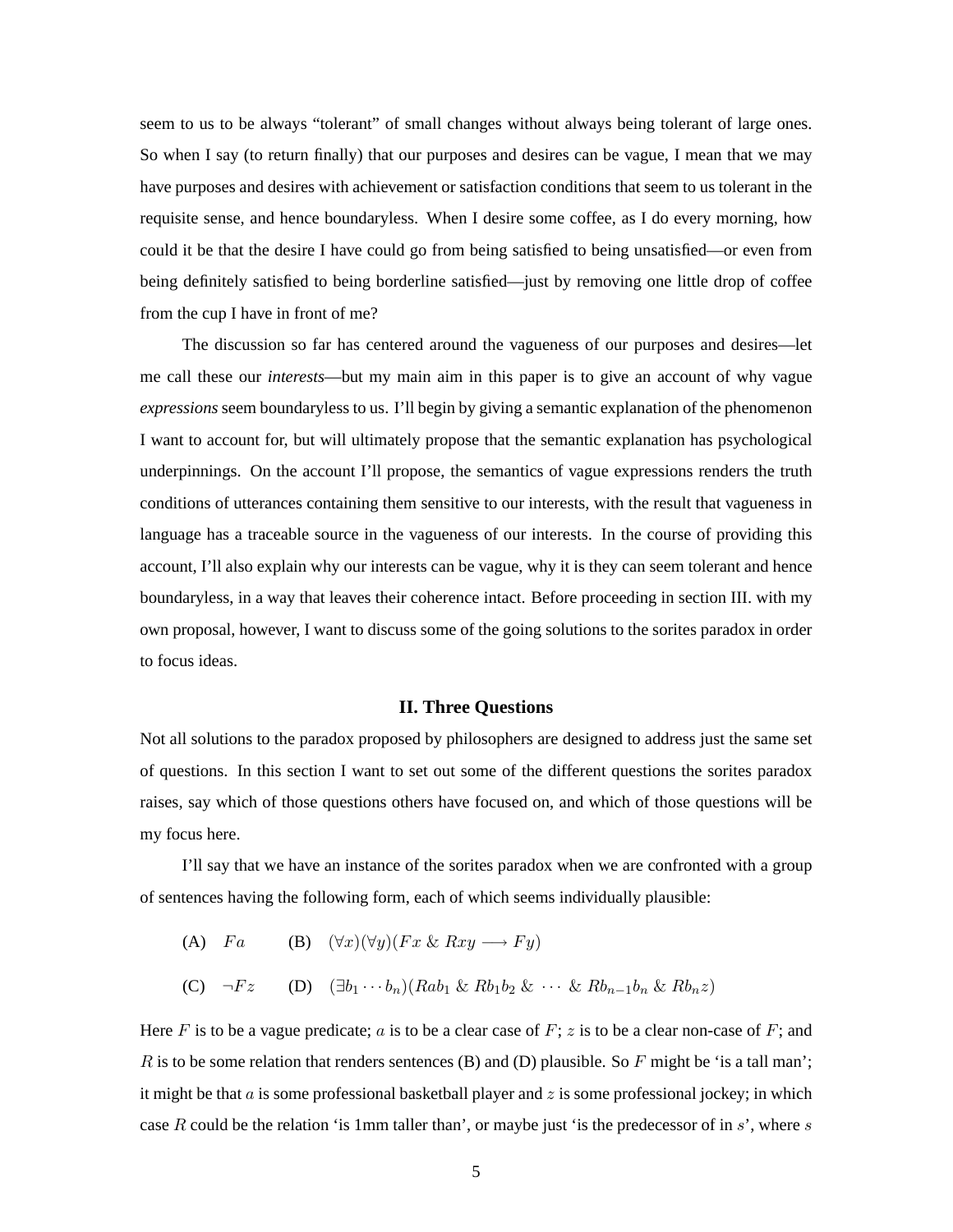seem to us to be always "tolerant" of small changes without always being tolerant of large ones. So when I say (to return finally) that our purposes and desires can be vague, I mean that we may have purposes and desires with achievement or satisfaction conditions that seem to us tolerant in the requisite sense, and hence boundaryless. When I desire some coffee, as I do every morning, how could it be that the desire I have could go from being satisfied to being unsatisfied—or even from being definitely satisfied to being borderline satisfied—just by removing one little drop of coffee from the cup I have in front of me?

The discussion so far has centered around the vagueness of our purposes and desires—let me call these our *interests*—but my main aim in this paper is to give an account of why vague *expressions* seem boundaryless to us. I'll begin by giving a semantic explanation of the phenomenon I want to account for, but will ultimately propose that the semantic explanation has psychological underpinnings. On the account I'll propose, the semantics of vague expressions renders the truth conditions of utterances containing them sensitive to our interests, with the result that vagueness in language has a traceable source in the vagueness of our interests. In the course of providing this account, I'll also explain why our interests can be vague, why it is they can seem tolerant and hence boundaryless, in a way that leaves their coherence intact. Before proceeding in section III. with my own proposal, however, I want to discuss some of the going solutions to the sorites paradox in order to focus ideas.

## II. Three Questions

Not all solutions to the paradox proposed by philosophers are designed to address just the same set of questions. In this section I want to set out some of the different questions the sorites paradox raises, say which of those questions others have focused on, and which of those questions will be my focus here.

I'll say that we have an instance of the sorites paradox when we are confronted with a group of sentences having the following form, each of which seems individually plausible:

(A) $Fa$ (B) $(\forall x)(\forall y)(Fx \,\&\, Rxy \longrightarrow Fy)$

(C) $\neg Fz$ (D) $(\exists b_1 \cdots b_n)(Rab_1 \,\&\, Rb_1b_2 \,\&\, \cdots \,\&\, Rb_{n-1}b_n \,\&\, Rb_nz)$

Here $F$ is to be a vague predicate; $a$ is to be a clear case of $F$; $z$ is to be a clear non-case of $F$; and $R$ is to be some relation that renders sentences (B) and (D) plausible. So $F$ might be 'is a tall man'; it might be that $a$ is some professional basketball player and $z$ is some professional jockey; in which case $R$ could be the relation 'is 1mm taller than', or maybe just 'is the predecessor of in $s$', where $s$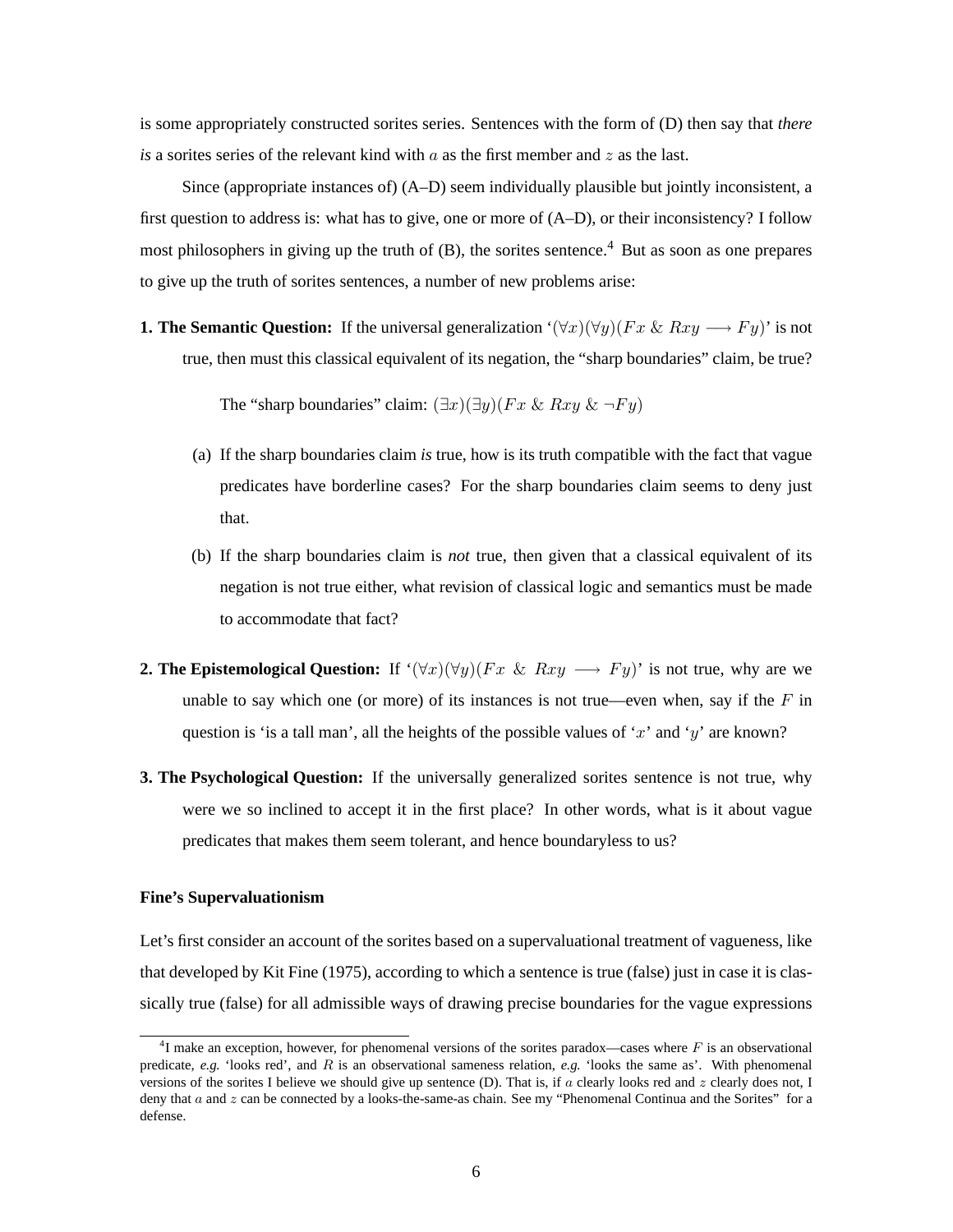is some appropriately constructed sorites series. Sentences with the form of (D) then say that *there is* a sorites series of the relevant kind with $a$ as the first member and $z$ as the last.

Since (appropriate instances of) (A–D) seem individually plausible but jointly inconsistent, a first question to address is: what has to give, one or more of (A–D), or their inconsistency? I follow most philosophers in giving up the truth of (B), the sorites sentence.[4] But as soon as one prepares to give up the truth of sorites sentences, a number of new problems arise:

**1. The Semantic Question:** If the universal generalization '$(\forall x)(\forall y)(Fx \ \& \ Rxy \longrightarrow Fy)$' is not true, then must this classical equivalent of its negation, the "sharp boundaries" claim, be true?

The "sharp boundaries" claim: $(\exists x)(\exists y)(Fx \ \& \ Rxy \ \& \ \neg Fy)$

(a) If the sharp boundaries claim *is* true, how is its truth compatible with the fact that vague predicates have borderline cases? For the sharp boundaries claim seems to deny just that.

(b) If the sharp boundaries claim is *not* true, then given that a classical equivalent of its negation is not true either, what revision of classical logic and semantics must be made to accommodate that fact?

**2. The Epistemological Question:** If '$(\forall x)(\forall y)(Fx \ \& \ Rxy \longrightarrow Fy)$' is not true, why are we unable to say which one (or more) of its instances is not true—even when, say if the $F$ in question is 'is a tall man', all the heights of the possible values of '$x$' and '$y$' are known?

**3. The Psychological Question:** If the universally generalized sorites sentence is not true, why were we so inclined to accept it in the first place? In other words, what is it about vague predicates that makes them seem tolerant, and hence boundaryless to us?

#### Fine's Supervaluationism

Let's first consider an account of the sorites based on a supervaluational treatment of vagueness, like that developed by Kit Fine (1975), according to which a sentence is true (false) just in case it is classically true (false) for all admissible ways of drawing precise boundaries for the vague expressions

---

[4] I make an exception, however, for phenomenal versions of the sorites paradox—cases where $F$ is an observational predicate, *e.g.* 'looks red', and $R$ is an observational sameness relation, *e.g.* 'looks the same as'. With phenomenal versions of the sorites I believe we should give up sentence (D). That is, if $a$ clearly looks red and $z$ clearly does not, I deny that $a$ and $z$ can be connected by a looks-the-same-as chain. See my "Phenomenal Continua and the Sorites" for a defense.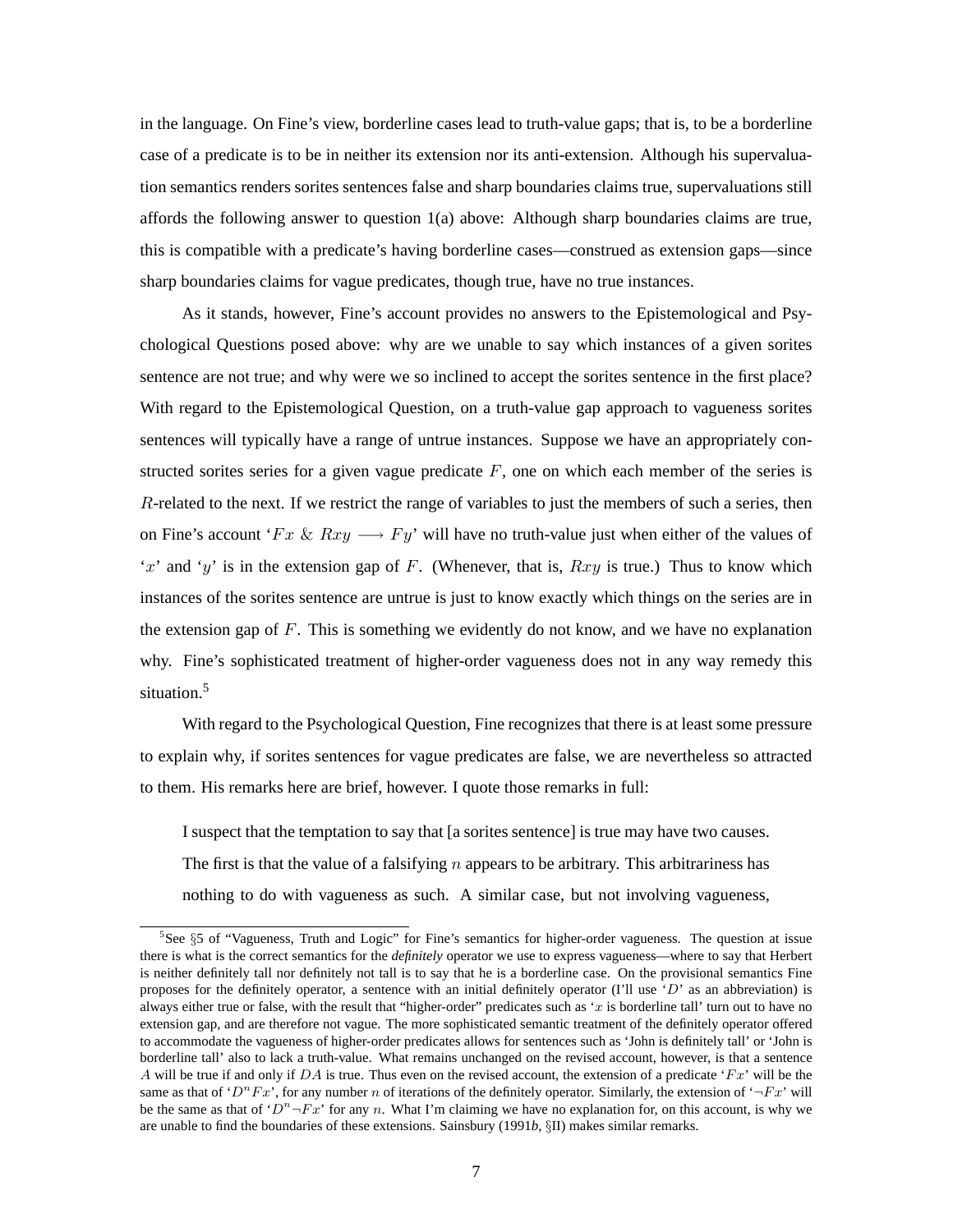in the language. On Fine's view, borderline cases lead to truth-value gaps; that is, to be a borderline case of a predicate is to be in neither its extension nor its anti-extension. Although his supervaluation semantics renders sorites sentences false and sharp boundaries claims true, supervaluations still affords the following answer to question 1(a) above: Although sharp boundaries claims are true, this is compatible with a predicate's having borderline cases—construed as extension gaps—since sharp boundaries claims for vague predicates, though true, have no true instances.

As it stands, however, Fine's account provides no answers to the Epistemological and Psychological Questions posed above: why are we unable to say which instances of a given sorites sentence are not true; and why were we so inclined to accept the sorites sentence in the first place? With regard to the Epistemological Question, on a truth-value gap approach to vagueness sorites sentences will typically have a range of untrue instances. Suppose we have an appropriately constructed sorites series for a given vague predicate $F$, one on which each member of the series is $R$-related to the next. If we restrict the range of variables to just the members of such a series, then on Fine's account '$Fx \ \& \ Rxy \longrightarrow Fy$' will have no truth-value just when either of the values of '$x$' and '$y$' is in the extension gap of $F$. (Whenever, that is, $Rxy$ is true.) Thus to know which instances of the sorites sentence are untrue is just to know exactly which things on the series are in the extension gap of $F$. This is something we evidently do not know, and we have no explanation why. Fine's sophisticated treatment of higher-order vagueness does not in any way remedy this situation.[5]

With regard to the Psychological Question, Fine recognizes that there is at least some pressure to explain why, if sorites sentences for vague predicates are false, we are nevertheless so attracted to them. His remarks here are brief, however. I quote those remarks in full:

> I suspect that the temptation to say that [a sorites sentence] is true may have two causes. The first is that the value of a falsifying $n$ appears to be arbitrary. This arbitrariness has nothing to do with vagueness as such. A similar case, but not involving vagueness,

[5] See §5 of "Vagueness, Truth and Logic" for Fine's semantics for higher-order vagueness. The question at issue there is what is the correct semantics for the *definitely* operator we use to express vagueness—where to say that Herbert is neither definitely tall nor definitely not tall is to say that he is a borderline case. On the provisional semantics Fine proposes for the definitely operator, a sentence with an initial definitely operator (I'll use '$D$' as an abbreviation) is always either true or false, with the result that "higher-order" predicates such as '$x$ is borderline tall' turn out to have no extension gap, and are therefore not vague. The more sophisticated semantic treatment of the definitely operator offered to accommodate the vagueness of higher-order predicates allows for sentences such as 'John is definitely tall' or 'John is borderline tall' also to lack a truth-value. What remains unchanged on the revised account, however, is that a sentence $A$ will be true if and only if $DA$ is true. Thus even on the revised account, the extension of a predicate '$Fx$' will be the same as that of '$D^n Fx$', for any number $n$ of iterations of the definitely operator. Similarly, the extension of '$\neg Fx$' will be the same as that of '$D^n \neg Fx$' for any $n$. What I'm claiming we have no explanation for, on this account, is why we are unable to find the boundaries of these extensions. Sainsbury (1991*b*, §II) makes similar remarks.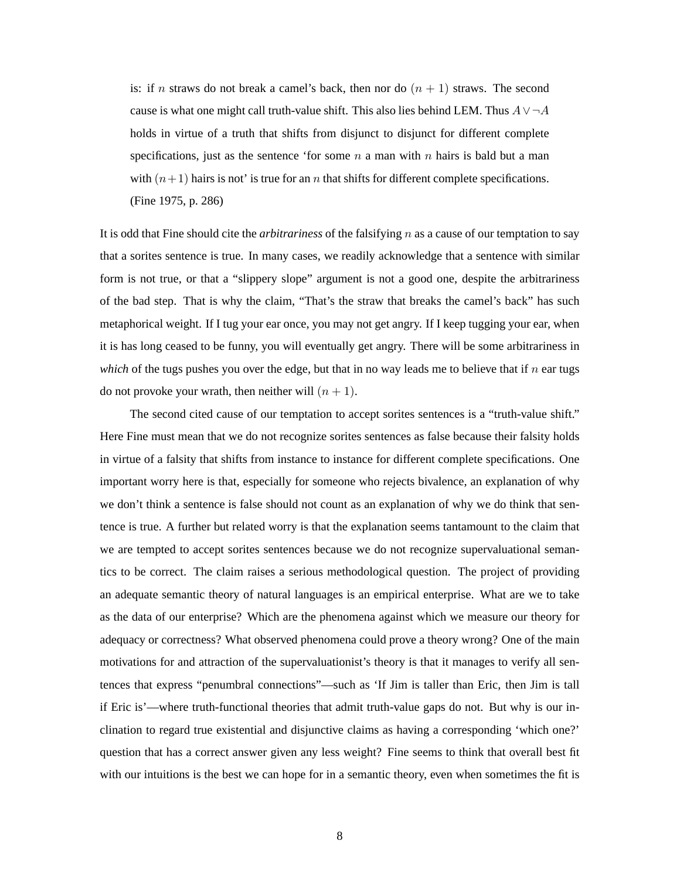> is: if $n$ straws do not break a camel's back, then nor do $(n + 1)$ straws. The second cause is what one might call truth-value shift. This also lies behind LEM. Thus $A \vee \neg A$ holds in virtue of a truth that shifts from disjunct to disjunct for different complete specifications, just as the sentence 'for some $n$ a man with $n$ hairs is bald but a man with $(n+1)$ hairs is not' is true for an $n$ that shifts for different complete specifications. (Fine 1975, p. 286)

It is odd that Fine should cite the *arbitrariness* of the falsifying $n$ as a cause of our temptation to say that a sorites sentence is true. In many cases, we readily acknowledge that a sentence with similar form is not true, or that a "slippery slope" argument is not a good one, despite the arbitrariness of the bad step. That is why the claim, "That's the straw that breaks the camel's back" has such metaphorical weight. If I tug your ear once, you may not get angry. If I keep tugging your ear, when it is has long ceased to be funny, you will eventually get angry. There will be some arbitrariness in *which* of the tugs pushes you over the edge, but that in no way leads me to believe that if $n$ ear tugs do not provoke your wrath, then neither will $(n + 1)$.

The second cited cause of our temptation to accept sorites sentences is a "truth-value shift." Here Fine must mean that we do not recognize sorites sentences as false because their falsity holds in virtue of a falsity that shifts from instance to instance for different complete specifications. One important worry here is that, especially for someone who rejects bivalence, an explanation of why we don't think a sentence is false should not count as an explanation of why we do think that sentence is true. A further but related worry is that the explanation seems tantamount to the claim that we are tempted to accept sorites sentences because we do not recognize supervaluational semantics to be correct. The claim raises a serious methodological question. The project of providing an adequate semantic theory of natural languages is an empirical enterprise. What are we to take as the data of our enterprise? Which are the phenomena against which we measure our theory for adequacy or correctness? What observed phenomena could prove a theory wrong? One of the main motivations for and attraction of the supervaluationist's theory is that it manages to verify all sentences that express "penumbral connections"—such as 'If Jim is taller than Eric, then Jim is tall if Eric is'—where truth-functional theories that admit truth-value gaps do not. But why is our inclination to regard true existential and disjunctive claims as having a corresponding 'which one?' question that has a correct answer given any less weight? Fine seems to think that overall best fit with our intuitions is the best we can hope for in a semantic theory, even when sometimes the fit is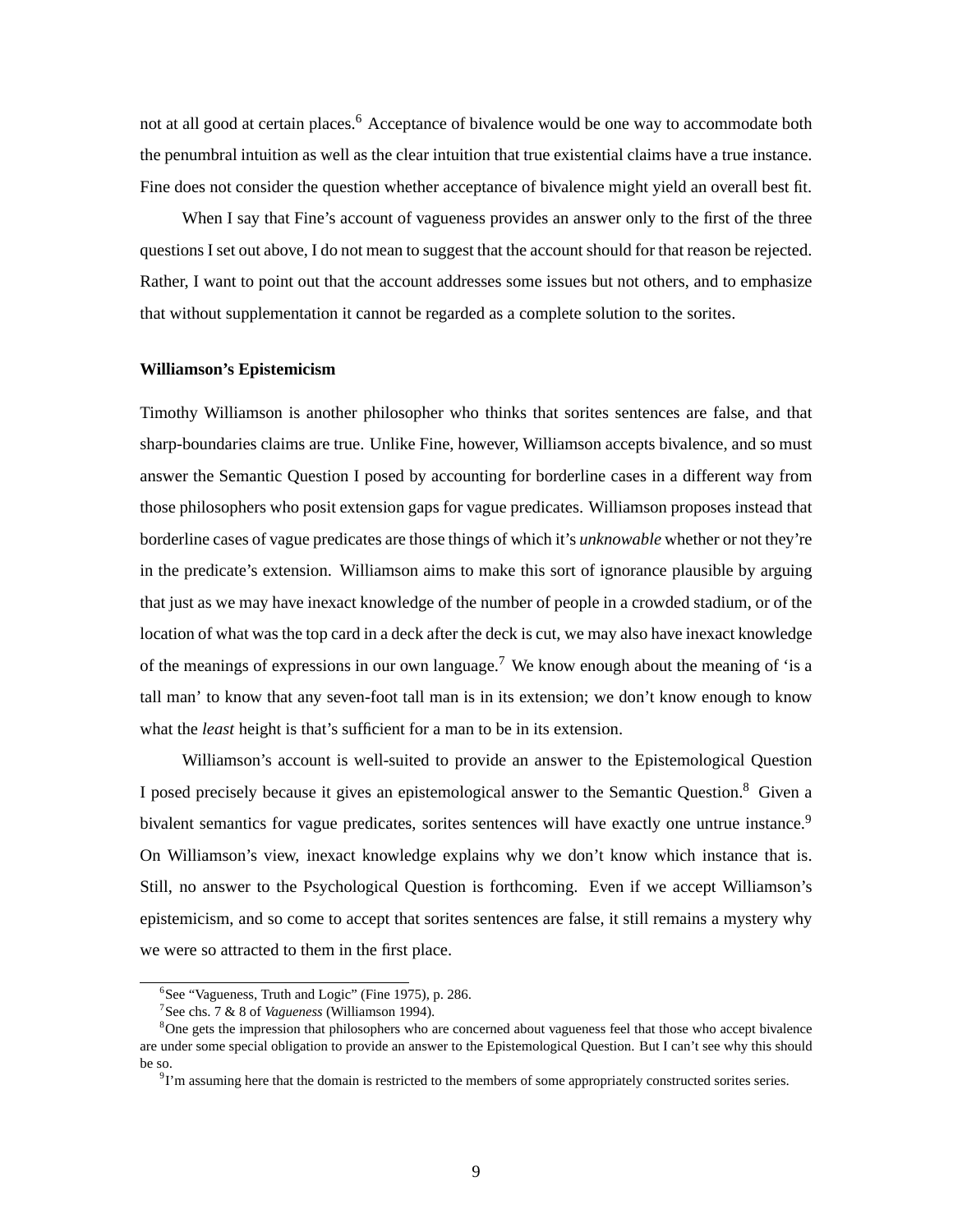not at all good at certain places.[6] Acceptance of bivalence would be one way to accommodate both the penumbral intuition as well as the clear intuition that true existential claims have a true instance. Fine does not consider the question whether acceptance of bivalence might yield an overall best fit.

When I say that Fine's account of vagueness provides an answer only to the first of the three questions I set out above, I do not mean to suggest that the account should for that reason be rejected. Rather, I want to point out that the account addresses some issues but not others, and to emphasize that without supplementation it cannot be regarded as a complete solution to the sorites.

**Williamson's Epistemicism**

Timothy Williamson is another philosopher who thinks that sorites sentences are false, and that sharp-boundaries claims are true. Unlike Fine, however, Williamson accepts bivalence, and so must answer the Semantic Question I posed by accounting for borderline cases in a different way from those philosophers who posit extension gaps for vague predicates. Williamson proposes instead that borderline cases of vague predicates are those things of which it's *unknowable* whether or not they're in the predicate's extension. Williamson aims to make this sort of ignorance plausible by arguing that just as we may have inexact knowledge of the number of people in a crowded stadium, or of the location of what was the top card in a deck after the deck is cut, we may also have inexact knowledge of the meanings of expressions in our own language.[7] We know enough about the meaning of 'is a tall man' to know that any seven-foot tall man is in its extension; we don't know enough to know what the *least* height is that's sufficient for a man to be in its extension.

Williamson's account is well-suited to provide an answer to the Epistemological Question I posed precisely because it gives an epistemological answer to the Semantic Question.[8] Given a bivalent semantics for vague predicates, sorites sentences will have exactly one untrue instance.[9] On Williamson's view, inexact knowledge explains why we don't know which instance that is. Still, no answer to the Psychological Question is forthcoming. Even if we accept Williamson's epistemicism, and so come to accept that sorites sentences are false, it still remains a mystery why we were so attracted to them in the first place.

[6] See "Vagueness, Truth and Logic" (Fine 1975), p. 286.

[7] See chs. 7 & 8 of *Vagueness* (Williamson 1994).

[8] One gets the impression that philosophers who are concerned about vagueness feel that those who accept bivalence are under some special obligation to provide an answer to the Epistemological Question. But I can't see why this should be so.

[9] I'm assuming here that the domain is restricted to the members of some appropriately constructed sorites series.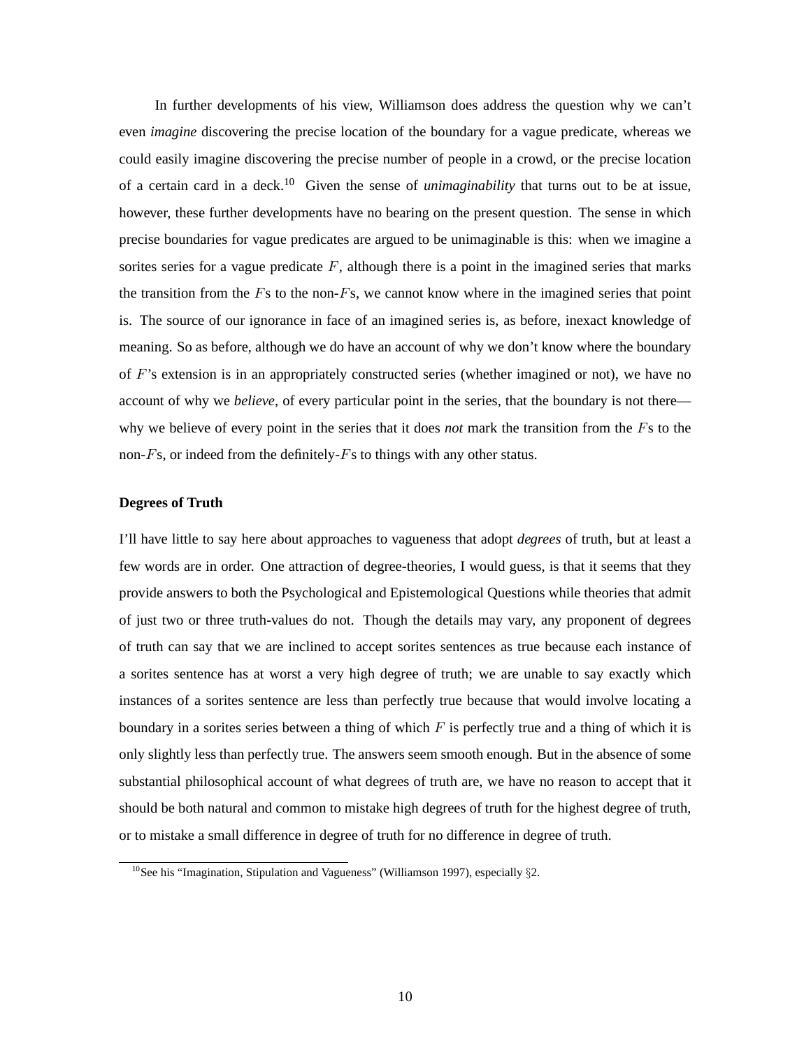In further developments of his view, Williamson does address the question why we can't even *imagine* discovering the precise location of the boundary for a vague predicate, whereas we could easily imagine discovering the precise number of people in a crowd, or the precise location of a certain card in a deck.[10] Given the sense of *unimaginability* that turns out to be at issue, however, these further developments have no bearing on the present question. The sense in which precise boundaries for vague predicates are argued to be unimaginable is this: when we imagine a sorites series for a vague predicate $F$, although there is a point in the imagined series that marks the transition from the $F$s to the non-$F$s, we cannot know where in the imagined series that point is. The source of our ignorance in face of an imagined series is, as before, inexact knowledge of meaning. So as before, although we do have an account of why we don't know where the boundary of $F$'s extension is in an appropriately constructed series (whether imagined or not), we have no account of why we *believe*, of every particular point in the series, that the boundary is not there—why we believe of every point in the series that it does *not* mark the transition from the $F$s to the non-$F$s, or indeed from the definitely-$F$s to things with any other status.

### Degrees of Truth

I'll have little to say here about approaches to vagueness that adopt *degrees* of truth, but at least a few words are in order. One attraction of degree-theories, I would guess, is that it seems that they provide answers to both the Psychological and Epistemological Questions while theories that admit of just two or three truth-values do not. Though the details may vary, any proponent of degrees of truth can say that we are inclined to accept sorites sentences as true because each instance of a sorites sentence has at worst a very high degree of truth; we are unable to say exactly which instances of a sorites sentence are less than perfectly true because that would involve locating a boundary in a sorites series between a thing of which $F$ is perfectly true and a thing of which it is only slightly less than perfectly true. The answers seem smooth enough. But in the absence of some substantial philosophical account of what degrees of truth are, we have no reason to accept that it should be both natural and common to mistake high degrees of truth for the highest degree of truth, or to mistake a small difference in degree of truth for no difference in degree of truth.

[10] See his "Imagination, Stipulation and Vagueness" (Williamson 1997), especially §2.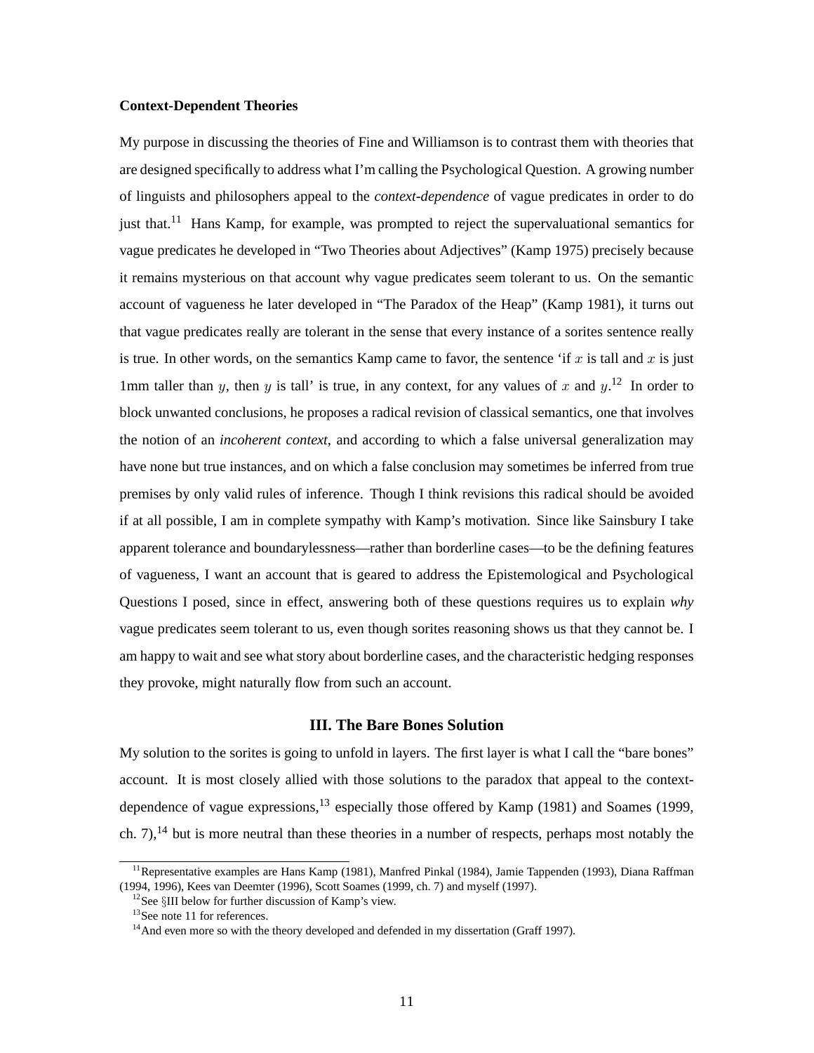### Context-Dependent Theories

My purpose in discussing the theories of Fine and Williamson is to contrast them with theories that are designed specifically to address what I'm calling the Psychological Question. A growing number of linguists and philosophers appeal to the *context-dependence* of vague predicates in order to do just that.[11] Hans Kamp, for example, was prompted to reject the supervaluational semantics for vague predicates he developed in "Two Theories about Adjectives" (Kamp 1975) precisely because it remains mysterious on that account why vague predicates seem tolerant to us. On the semantic account of vagueness he later developed in "The Paradox of the Heap" (Kamp 1981), it turns out that vague predicates really are tolerant in the sense that every instance of a sorites sentence really is true. In other words, on the semantics Kamp came to favor, the sentence 'if $x$ is tall and $x$ is just 1mm taller than $y$, then $y$ is tall' is true, in any context, for any values of $x$ and $y$.[12] In order to block unwanted conclusions, he proposes a radical revision of classical semantics, one that involves the notion of an *incoherent context*, and according to which a false universal generalization may have none but true instances, and on which a false conclusion may sometimes be inferred from true premises by only valid rules of inference. Though I think revisions this radical should be avoided if at all possible, I am in complete sympathy with Kamp's motivation. Since like Sainsbury I take apparent tolerance and boundarylessness—rather than borderline cases—to be the defining features of vagueness, I want an account that is geared to address the Epistemological and Psychological Questions I posed, since in effect, answering both of these questions requires us to explain *why* vague predicates seem tolerant to us, even though sorites reasoning shows us that they cannot be. I am happy to wait and see what story about borderline cases, and the characteristic hedging responses they provoke, might naturally flow from such an account.

## III. The Bare Bones Solution

My solution to the sorites is going to unfold in layers. The first layer is what I call the "bare bones" account. It is most closely allied with those solutions to the paradox that appeal to the context-dependence of vague expressions,[13] especially those offered by Kamp (1981) and Soames (1999, ch. 7),[14] but is more neutral than these theories in a number of respects, perhaps most notably the

---

[11] Representative examples are Hans Kamp (1981), Manfred Pinkal (1984), Jamie Tappenden (1993), Diana Raffman (1994, 1996), Kees van Deemter (1996), Scott Soames (1999, ch. 7) and myself (1997).

[12] See §III below for further discussion of Kamp's view.

[13] See note 11 for references.

[14] And even more so with the theory developed and defended in my dissertation (Graff 1997).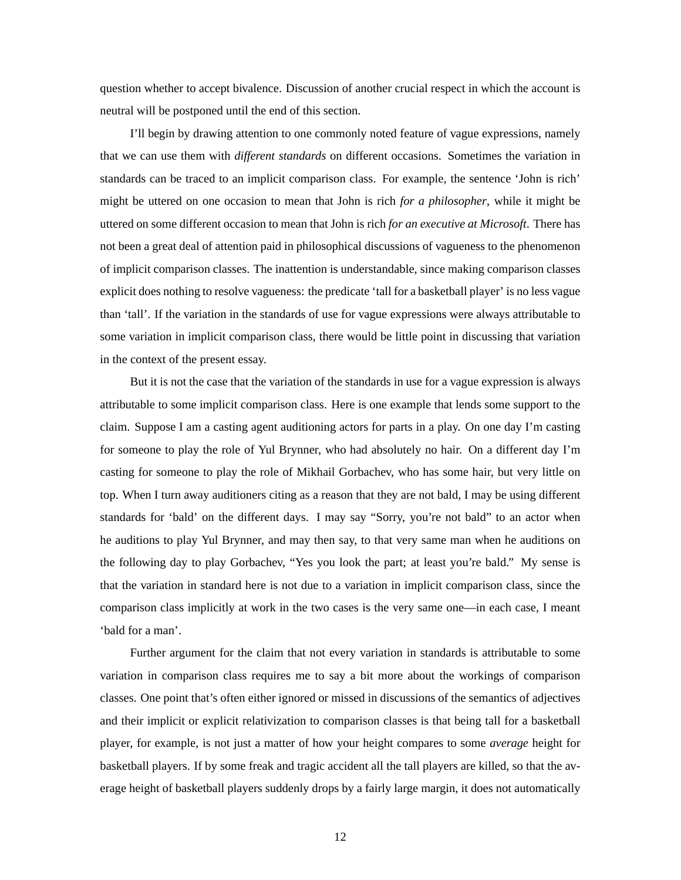question whether to accept bivalence. Discussion of another crucial respect in which the account is neutral will be postponed until the end of this section.

I'll begin by drawing attention to one commonly noted feature of vague expressions, namely that we can use them with *different standards* on different occasions. Sometimes the variation in standards can be traced to an implicit comparison class. For example, the sentence 'John is rich' might be uttered on one occasion to mean that John is rich *for a philosopher*, while it might be uttered on some different occasion to mean that John is rich *for an executive at Microsoft*. There has not been a great deal of attention paid in philosophical discussions of vagueness to the phenomenon of implicit comparison classes. The inattention is understandable, since making comparison classes explicit does nothing to resolve vagueness: the predicate 'tall for a basketball player' is no less vague than 'tall'. If the variation in the standards of use for vague expressions were always attributable to some variation in implicit comparison class, there would be little point in discussing that variation in the context of the present essay.

But it is not the case that the variation of the standards in use for a vague expression is always attributable to some implicit comparison class. Here is one example that lends some support to the claim. Suppose I am a casting agent auditioning actors for parts in a play. On one day I'm casting for someone to play the role of Yul Brynner, who had absolutely no hair. On a different day I'm casting for someone to play the role of Mikhail Gorbachev, who has some hair, but very little on top. When I turn away auditioners citing as a reason that they are not bald, I may be using different standards for 'bald' on the different days. I may say "Sorry, you're not bald" to an actor when he auditions to play Yul Brynner, and may then say, to that very same man when he auditions on the following day to play Gorbachev, "Yes you look the part; at least you're bald." My sense is that the variation in standard here is not due to a variation in implicit comparison class, since the comparison class implicitly at work in the two cases is the very same one—in each case, I meant 'bald for a man'.

Further argument for the claim that not every variation in standards is attributable to some variation in comparison class requires me to say a bit more about the workings of comparison classes. One point that's often either ignored or missed in discussions of the semantics of adjectives and their implicit or explicit relativization to comparison classes is that being tall for a basketball player, for example, is not just a matter of how your height compares to some *average* height for basketball players. If by some freak and tragic accident all the tall players are killed, so that the average height of basketball players suddenly drops by a fairly large margin, it does not automatically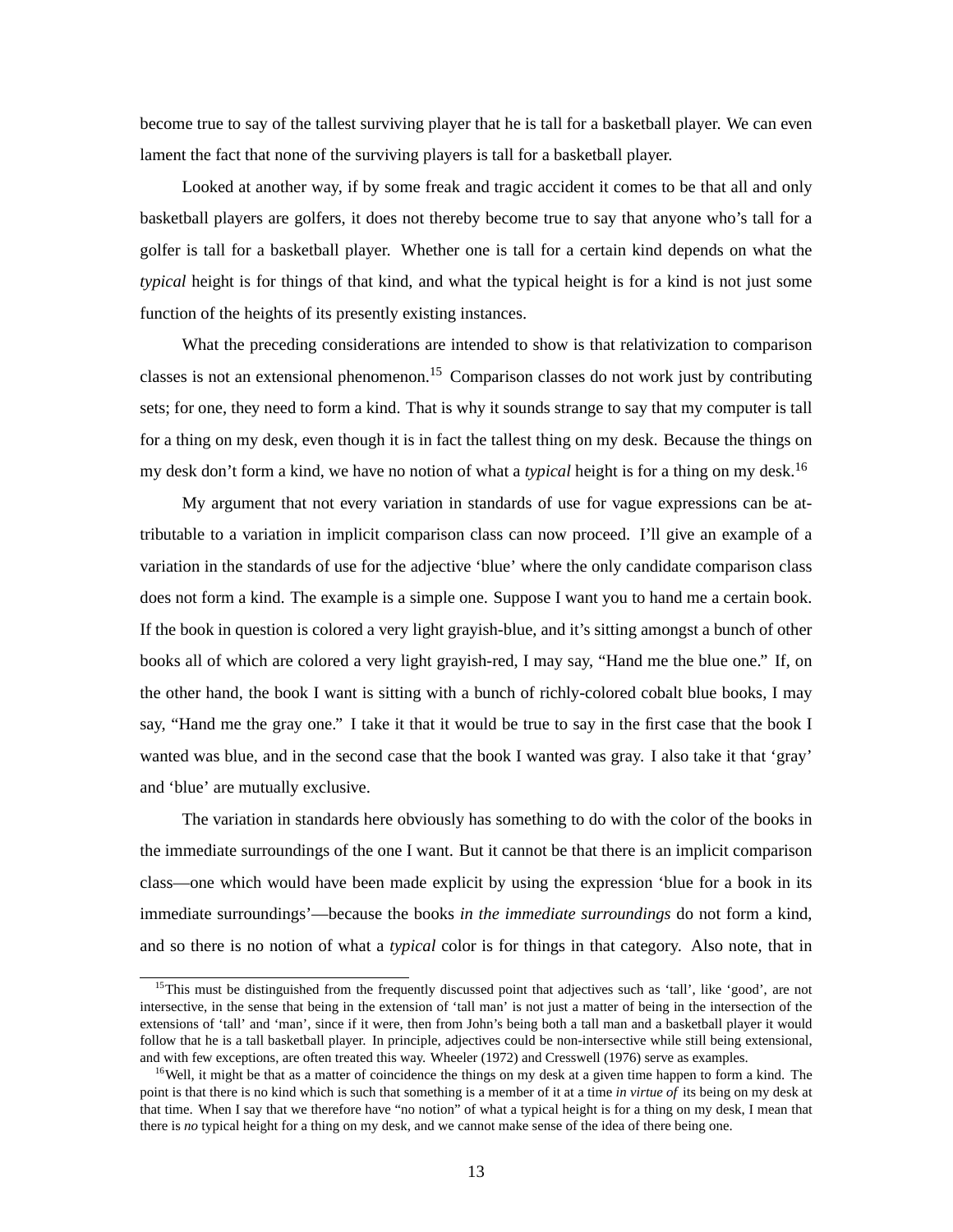become true to say of the tallest surviving player that he is tall for a basketball player. We can even lament the fact that none of the surviving players is tall for a basketball player.

Looked at another way, if by some freak and tragic accident it comes to be that all and only basketball players are golfers, it does not thereby become true to say that anyone who's tall for a golfer is tall for a basketball player. Whether one is tall for a certain kind depends on what the *typical* height is for things of that kind, and what the typical height is for a kind is not just some function of the heights of its presently existing instances.

What the preceding considerations are intended to show is that relativization to comparison classes is not an extensional phenomenon.[15] Comparison classes do not work just by contributing sets; for one, they need to form a kind. That is why it sounds strange to say that my computer is tall for a thing on my desk, even though it is in fact the tallest thing on my desk. Because the things on my desk don't form a kind, we have no notion of what a *typical* height is for a thing on my desk.[16]

My argument that not every variation in standards of use for vague expressions can be attributable to a variation in implicit comparison class can now proceed. I'll give an example of a variation in the standards of use for the adjective 'blue' where the only candidate comparison class does not form a kind. The example is a simple one. Suppose I want you to hand me a certain book. If the book in question is colored a very light grayish-blue, and it's sitting amongst a bunch of other books all of which are colored a very light grayish-red, I may say, "Hand me the blue one." If, on the other hand, the book I want is sitting with a bunch of richly-colored cobalt blue books, I may say, "Hand me the gray one." I take it that it would be true to say in the first case that the book I wanted was blue, and in the second case that the book I wanted was gray. I also take it that 'gray' and 'blue' are mutually exclusive.

The variation in standards here obviously has something to do with the color of the books in the immediate surroundings of the one I want. But it cannot be that there is an implicit comparison class—one which would have been made explicit by using the expression 'blue for a book in its immediate surroundings'—because the books *in the immediate surroundings* do not form a kind, and so there is no notion of what a *typical* color is for things in that category. Also note, that in

[15]This must be distinguished from the frequently discussed point that adjectives such as 'tall', like 'good', are not intersective, in the sense that being in the extension of 'tall man' is not just a matter of being in the intersection of the extensions of 'tall' and 'man', since if it were, then from John's being both a tall man and a basketball player it would follow that he is a tall basketball player. In principle, adjectives could be non-intersective while still being extensional, and with few exceptions, are often treated this way. Wheeler (1972) and Cresswell (1976) serve as examples.

[16]Well, it might be that as a matter of coincidence the things on my desk at a given time happen to form a kind. The point is that there is no kind which is such that something is a member of it at a time *in virtue of* its being on my desk at that time. When I say that we therefore have "no notion" of what a typical height is for a thing on my desk, I mean that there is *no* typical height for a thing on my desk, and we cannot make sense of the idea of there being one.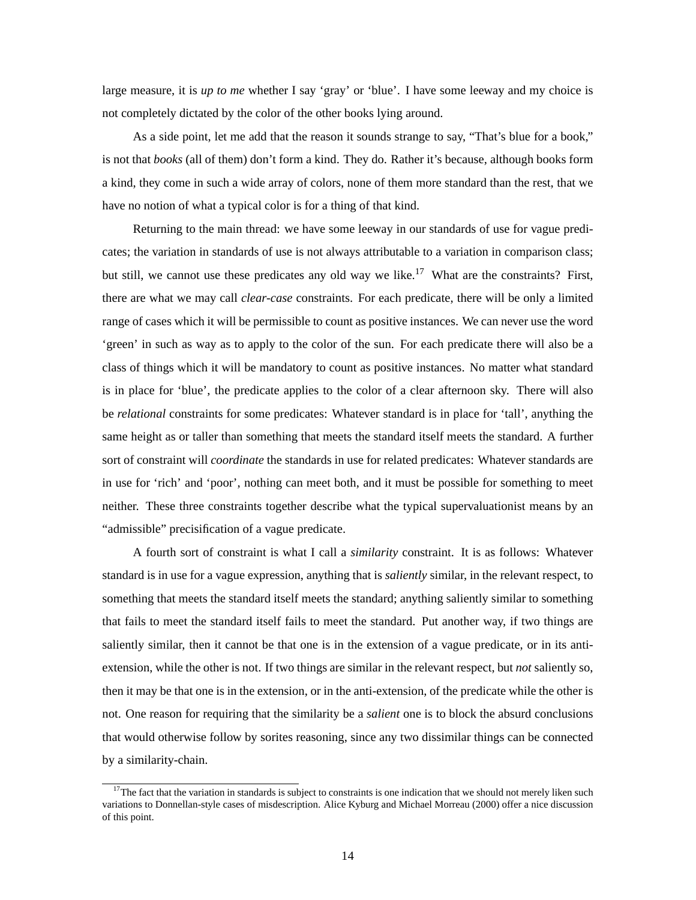large measure, it is *up to me* whether I say 'gray' or 'blue'. I have some leeway and my choice is not completely dictated by the color of the other books lying around.

As a side point, let me add that the reason it sounds strange to say, "That's blue for a book," is not that *books* (all of them) don't form a kind. They do. Rather it's because, although books form a kind, they come in such a wide array of colors, none of them more standard than the rest, that we have no notion of what a typical color is for a thing of that kind.

Returning to the main thread: we have some leeway in our standards of use for vague predicates; the variation in standards of use is not always attributable to a variation in comparison class; but still, we cannot use these predicates any old way we like.[17] What are the constraints? First, there are what we may call *clear-case* constraints. For each predicate, there will be only a limited range of cases which it will be permissible to count as positive instances. We can never use the word 'green' in such as way as to apply to the color of the sun. For each predicate there will also be a class of things which it will be mandatory to count as positive instances. No matter what standard is in place for 'blue', the predicate applies to the color of a clear afternoon sky. There will also be *relational* constraints for some predicates: Whatever standard is in place for 'tall', anything the same height as or taller than something that meets the standard itself meets the standard. A further sort of constraint will *coordinate* the standards in use for related predicates: Whatever standards are in use for 'rich' and 'poor', nothing can meet both, and it must be possible for something to meet neither. These three constraints together describe what the typical supervaluationist means by an "admissible" precisification of a vague predicate.

A fourth sort of constraint is what I call a *similarity* constraint. It is as follows: Whatever standard is in use for a vague expression, anything that is *saliently* similar, in the relevant respect, to something that meets the standard itself meets the standard; anything saliently similar to something that fails to meet the standard itself fails to meet the standard. Put another way, if two things are saliently similar, then it cannot be that one is in the extension of a vague predicate, or in its anti-extension, while the other is not. If two things are similar in the relevant respect, but *not* saliently so, then it may be that one is in the extension, or in the anti-extension, of the predicate while the other is not. One reason for requiring that the similarity be a *salient* one is to block the absurd conclusions that would otherwise follow by sorites reasoning, since any two dissimilar things can be connected by a similarity-chain.

[17] The fact that the variation in standards is subject to constraints is one indication that we should not merely liken such variations to Donnellan-style cases of misdescription. Alice Kyburg and Michael Morreau (2000) offer a nice discussion of this point.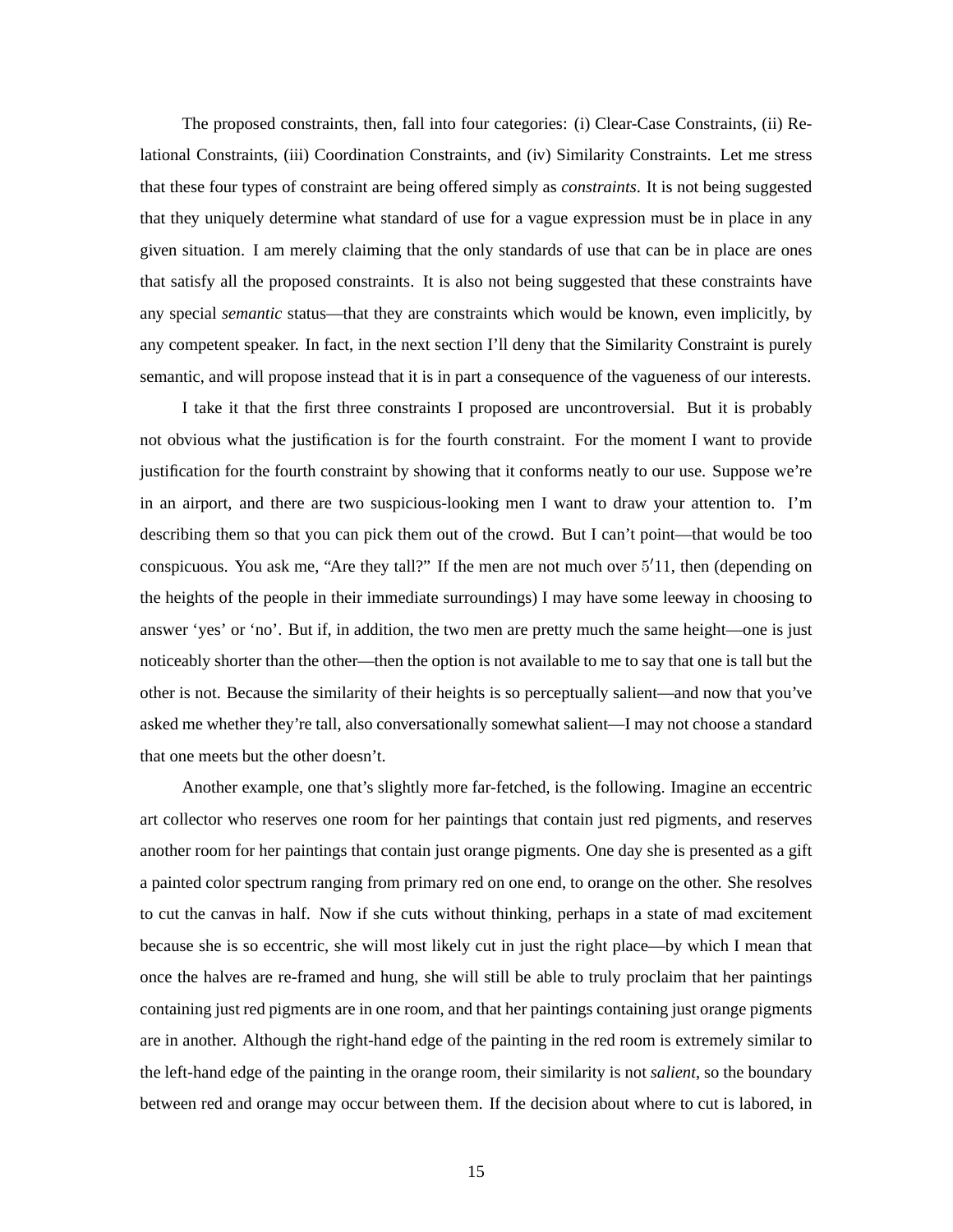The proposed constraints, then, fall into four categories: (i) Clear-Case Constraints, (ii) Relational Constraints, (iii) Coordination Constraints, and (iv) Similarity Constraints. Let me stress that these four types of constraint are being offered simply as *constraints*. It is not being suggested that they uniquely determine what standard of use for a vague expression must be in place in any given situation. I am merely claiming that the only standards of use that can be in place are ones that satisfy all the proposed constraints. It is also not being suggested that these constraints have any special *semantic* status—that they are constraints which would be known, even implicitly, by any competent speaker. In fact, in the next section I'll deny that the Similarity Constraint is purely semantic, and will propose instead that it is in part a consequence of the vagueness of our interests.

I take it that the first three constraints I proposed are uncontroversial. But it is probably not obvious what the justification is for the fourth constraint. For the moment I want to provide justification for the fourth constraint by showing that it conforms neatly to our use. Suppose we're in an airport, and there are two suspicious-looking men I want to draw your attention to. I'm describing them so that you can pick them out of the crowd. But I can't point—that would be too conspicuous. You ask me, "Are they tall?" If the men are not much over $5'11$, then (depending on the heights of the people in their immediate surroundings) I may have some leeway in choosing to answer 'yes' or 'no'. But if, in addition, the two men are pretty much the same height—one is just noticeably shorter than the other—then the option is not available to me to say that one is tall but the other is not. Because the similarity of their heights is so perceptually salient—and now that you've asked me whether they're tall, also conversationally somewhat salient—I may not choose a standard that one meets but the other doesn't.

Another example, one that's slightly more far-fetched, is the following. Imagine an eccentric art collector who reserves one room for her paintings that contain just red pigments, and reserves another room for her paintings that contain just orange pigments. One day she is presented as a gift a painted color spectrum ranging from primary red on one end, to orange on the other. She resolves to cut the canvas in half. Now if she cuts without thinking, perhaps in a state of mad excitement because she is so eccentric, she will most likely cut in just the right place—by which I mean that once the halves are re-framed and hung, she will still be able to truly proclaim that her paintings containing just red pigments are in one room, and that her paintings containing just orange pigments are in another. Although the right-hand edge of the painting in the red room is extremely similar to the left-hand edge of the painting in the orange room, their similarity is not *salient*, so the boundary between red and orange may occur between them. If the decision about where to cut is labored, in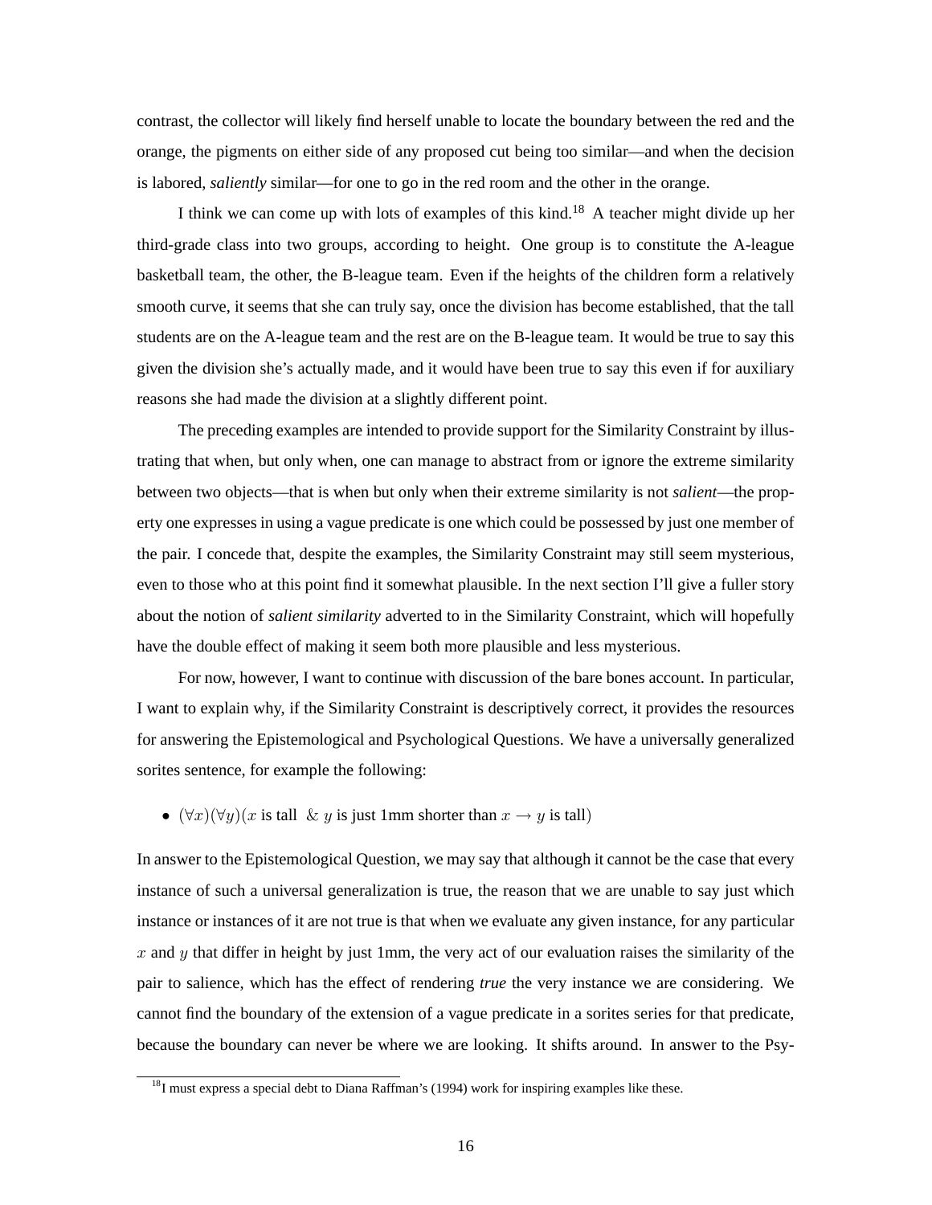contrast, the collector will likely find herself unable to locate the boundary between the red and the orange, the pigments on either side of any proposed cut being too similar—and when the decision is labored, *saliently* similar—for one to go in the red room and the other in the orange.

I think we can come up with lots of examples of this kind.[18] A teacher might divide up her third-grade class into two groups, according to height. One group is to constitute the A-league basketball team, the other, the B-league team. Even if the heights of the children form a relatively smooth curve, it seems that she can truly say, once the division has become established, that the tall students are on the A-league team and the rest are on the B-league team. It would be true to say this given the division she's actually made, and it would have been true to say this even if for auxiliary reasons she had made the division at a slightly different point.

The preceding examples are intended to provide support for the Similarity Constraint by illustrating that when, but only when, one can manage to abstract from or ignore the extreme similarity between two objects—that is when but only when their extreme similarity is not *salient*—the property one expresses in using a vague predicate is one which could be possessed by just one member of the pair. I concede that, despite the examples, the Similarity Constraint may still seem mysterious, even to those who at this point find it somewhat plausible. In the next section I'll give a fuller story about the notion of *salient similarity* adverted to in the Similarity Constraint, which will hopefully have the double effect of making it seem both more plausible and less mysterious.

For now, however, I want to continue with discussion of the bare bones account. In particular, I want to explain why, if the Similarity Constraint is descriptively correct, it provides the resources for answering the Epistemological and Psychological Questions. We have a universally generalized sorites sentence, for example the following:

- $(\forall x)(\forall y)(x \text{ is tall } \& \ y \text{ is just 1mm shorter than } x \rightarrow y \text{ is tall})$

In answer to the Epistemological Question, we may say that although it cannot be the case that every instance of such a universal generalization is true, the reason that we are unable to say just which instance or instances of it are not true is that when we evaluate any given instance, for any particular $x$ and $y$ that differ in height by just 1mm, the very act of our evaluation raises the similarity of the pair to salience, which has the effect of rendering *true* the very instance we are considering. We cannot find the boundary of the extension of a vague predicate in a sorites series for that predicate, because the boundary can never be where we are looking. It shifts around. In answer to the Psy-

[18] I must express a special debt to Diana Raffman's (1994) work for inspiring examples like these.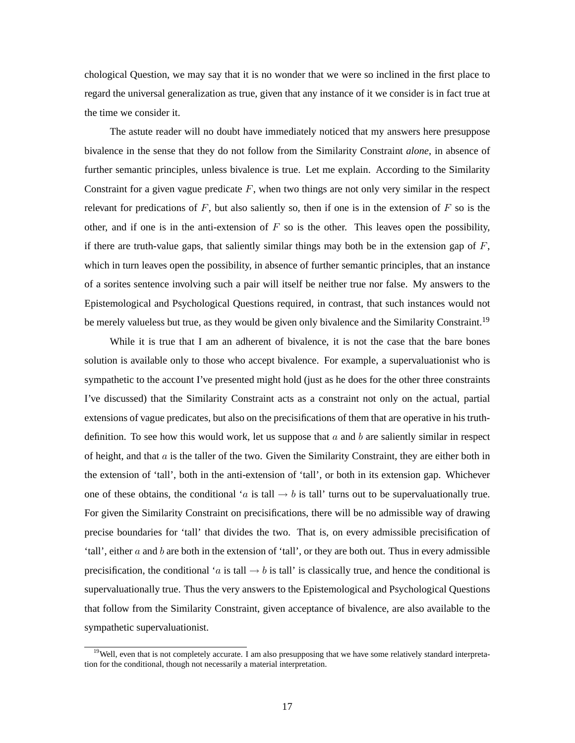chological Question, we may say that it is no wonder that we were so inclined in the first place to regard the universal generalization as true, given that any instance of it we consider is in fact true at the time we consider it.

The astute reader will no doubt have immediately noticed that my answers here presuppose bivalence in the sense that they do not follow from the Similarity Constraint *alone*, in absence of further semantic principles, unless bivalence is true. Let me explain. According to the Similarity Constraint for a given vague predicate $F$, when two things are not only very similar in the respect relevant for predications of $F$, but also saliently so, then if one is in the extension of $F$ so is the other, and if one is in the anti-extension of $F$ so is the other. This leaves open the possibility, if there are truth-value gaps, that saliently similar things may both be in the extension gap of $F$, which in turn leaves open the possibility, in absence of further semantic principles, that an instance of a sorites sentence involving such a pair will itself be neither true nor false. My answers to the Epistemological and Psychological Questions required, in contrast, that such instances would not be merely valueless but true, as they would be given only bivalence and the Similarity Constraint.[19]

While it is true that I am an adherent of bivalence, it is not the case that the bare bones solution is available only to those who accept bivalence. For example, a supervaluationist who is sympathetic to the account I've presented might hold (just as he does for the other three constraints I've discussed) that the Similarity Constraint acts as a constraint not only on the actual, partial extensions of vague predicates, but also on the precisifications of them that are operative in his truth-definition. To see how this would work, let us suppose that $a$ and $b$ are saliently similar in respect of height, and that $a$ is the taller of the two. Given the Similarity Constraint, they are either both in the extension of 'tall', both in the anti-extension of 'tall', or both in its extension gap. Whichever one of these obtains, the conditional '$a$ is tall $\rightarrow$ $b$ is tall' turns out to be supervaluationally true. For given the Similarity Constraint on precisifications, there will be no admissible way of drawing precise boundaries for 'tall' that divides the two. That is, on every admissible precisification of 'tall', either $a$ and $b$ are both in the extension of 'tall', or they are both out. Thus in every admissible precisification, the conditional '$a$ is tall $\rightarrow$ $b$ is tall' is classically true, and hence the conditional is supervaluationally true. Thus the very answers to the Epistemological and Psychological Questions that follow from the Similarity Constraint, given acceptance of bivalence, are also available to the sympathetic supervaluationist.

[19] Well, even that is not completely accurate. I am also presupposing that we have some relatively standard interpretation for the conditional, though not necessarily a material interpretation.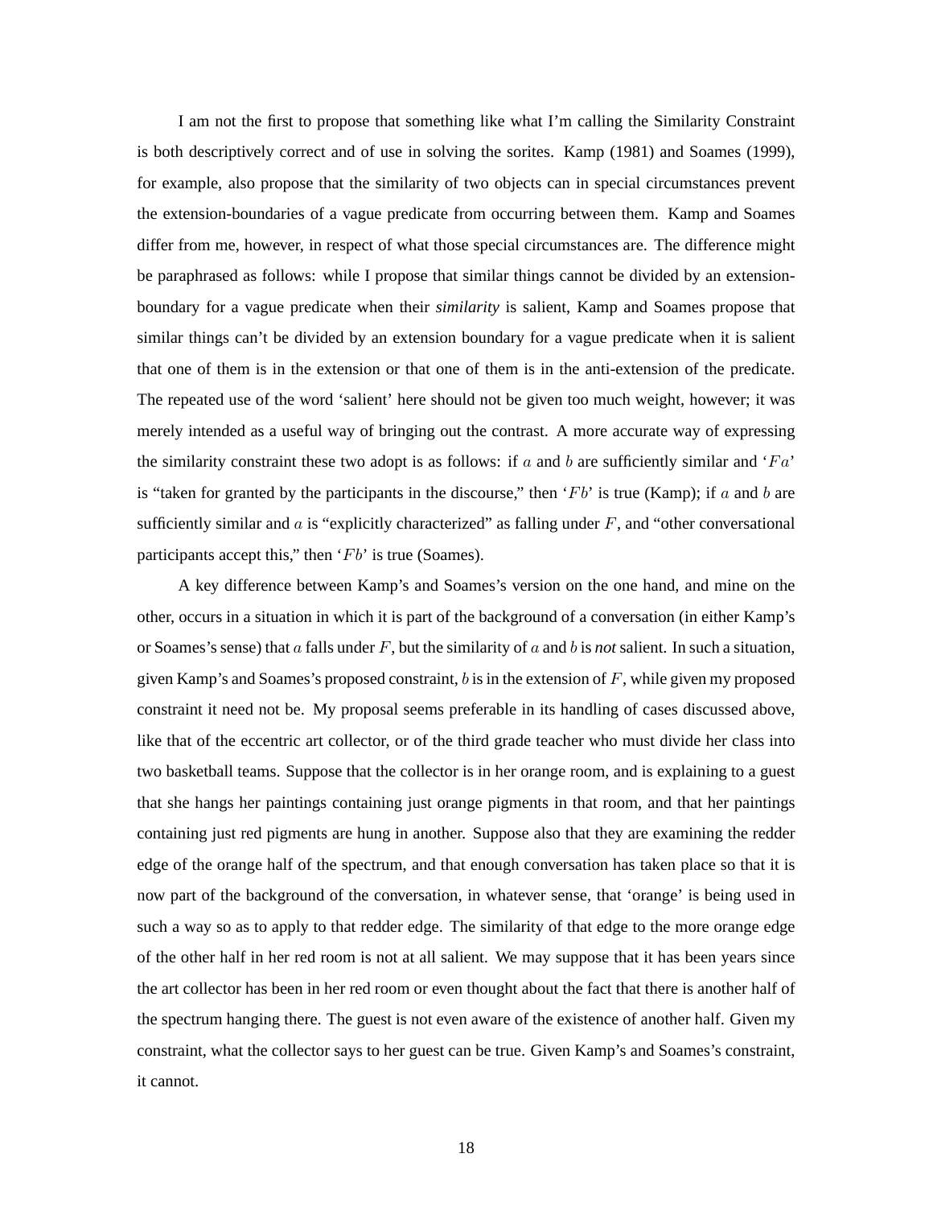I am not the first to propose that something like what I'm calling the Similarity Constraint is both descriptively correct and of use in solving the sorites. Kamp (1981) and Soames (1999), for example, also propose that the similarity of two objects can in special circumstances prevent the extension-boundaries of a vague predicate from occurring between them. Kamp and Soames differ from me, however, in respect of what those special circumstances are. The difference might be paraphrased as follows: while I propose that similar things cannot be divided by an extension-boundary for a vague predicate when their *similarity* is salient, Kamp and Soames propose that similar things can't be divided by an extension boundary for a vague predicate when it is salient that one of them is in the extension or that one of them is in the anti-extension of the predicate. The repeated use of the word 'salient' here should not be given too much weight, however; it was merely intended as a useful way of bringing out the contrast. A more accurate way of expressing the similarity constraint these two adopt is as follows: if $a$ and $b$ are sufficiently similar and '$Fa$' is "taken for granted by the participants in the discourse," then '$Fb$' is true (Kamp); if $a$ and $b$ are sufficiently similar and $a$ is "explicitly characterized" as falling under $F$, and "other conversational participants accept this," then '$Fb$' is true (Soames).

A key difference between Kamp's and Soames's version on the one hand, and mine on the other, occurs in a situation in which it is part of the background of a conversation (in either Kamp's or Soames's sense) that $a$ falls under $F$, but the similarity of $a$ and $b$ is *not* salient. In such a situation, given Kamp's and Soames's proposed constraint, $b$ is in the extension of $F$, while given my proposed constraint it need not be. My proposal seems preferable in its handling of cases discussed above, like that of the eccentric art collector, or of the third grade teacher who must divide her class into two basketball teams. Suppose that the collector is in her orange room, and is explaining to a guest that she hangs her paintings containing just orange pigments in that room, and that her paintings containing just red pigments are hung in another. Suppose also that they are examining the redder edge of the orange half of the spectrum, and that enough conversation has taken place so that it is now part of the background of the conversation, in whatever sense, that 'orange' is being used in such a way so as to apply to that redder edge. The similarity of that edge to the more orange edge of the other half in her red room is not at all salient. We may suppose that it has been years since the art collector has been in her red room or even thought about the fact that there is another half of the spectrum hanging there. The guest is not even aware of the existence of another half. Given my constraint, what the collector says to her guest can be true. Given Kamp's and Soames's constraint, it cannot.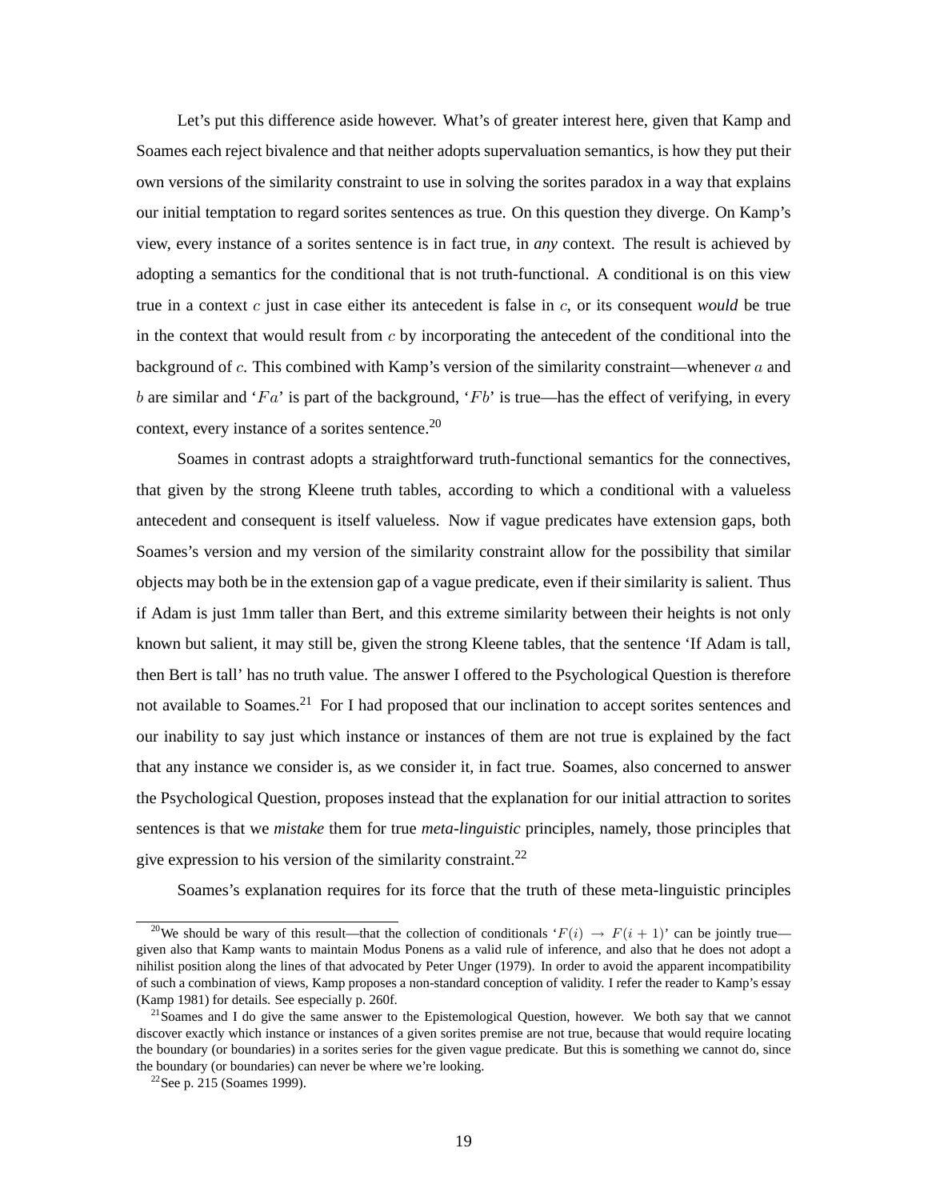Let's put this difference aside however. What's of greater interest here, given that Kamp and Soames each reject bivalence and that neither adopts supervaluation semantics, is how they put their own versions of the similarity constraint to use in solving the sorites paradox in a way that explains our initial temptation to regard sorites sentences as true. On this question they diverge. On Kamp's view, every instance of a sorites sentence is in fact true, in *any* context. The result is achieved by adopting a semantics for the conditional that is not truth-functional. A conditional is on this view true in a context $c$ just in case either its antecedent is false in $c$, or its consequent *would* be true in the context that would result from $c$ by incorporating the antecedent of the conditional into the background of $c$. This combined with Kamp's version of the similarity constraint—whenever $a$ and $b$ are similar and '$Fa$' is part of the background, '$Fb$' is true—has the effect of verifying, in every context, every instance of a sorites sentence.[20]

Soames in contrast adopts a straightforward truth-functional semantics for the connectives, that given by the strong Kleene truth tables, according to which a conditional with a valueless antecedent and consequent is itself valueless. Now if vague predicates have extension gaps, both Soames's version and my version of the similarity constraint allow for the possibility that similar objects may both be in the extension gap of a vague predicate, even if their similarity is salient. Thus if Adam is just 1mm taller than Bert, and this extreme similarity between their heights is not only known but salient, it may still be, given the strong Kleene tables, that the sentence 'If Adam is tall, then Bert is tall' has no truth value. The answer I offered to the Psychological Question is therefore not available to Soames.[21] For I had proposed that our inclination to accept sorites sentences and our inability to say just which instance or instances of them are not true is explained by the fact that any instance we consider is, as we consider it, in fact true. Soames, also concerned to answer the Psychological Question, proposes instead that the explanation for our initial attraction to sorites sentences is that we *mistake* them for true *meta-linguistic* principles, namely, those principles that give expression to his version of the similarity constraint.[22]

Soames's explanation requires for its force that the truth of these meta-linguistic principles

---

[20] We should be wary of this result—that the collection of conditionals '$F(i) \rightarrow F(i+1)$' can be jointly true—given also that Kamp wants to maintain Modus Ponens as a valid rule of inference, and also that he does not adopt a nihilist position along the lines of that advocated by Peter Unger (1979). In order to avoid the apparent incompatibility of such a combination of views, Kamp proposes a non-standard conception of validity. I refer the reader to Kamp's essay (Kamp 1981) for details. See especially p. 260f.

[21] Soames and I do give the same answer to the Epistemological Question, however. We both say that we cannot discover exactly which instance or instances of a given sorites premise are not true, because that would require locating the boundary (or boundaries) in a sorites series for the given vague predicate. But this is something we cannot do, since the boundary (or boundaries) can never be where we're looking.

[22] See p. 215 (Soames 1999).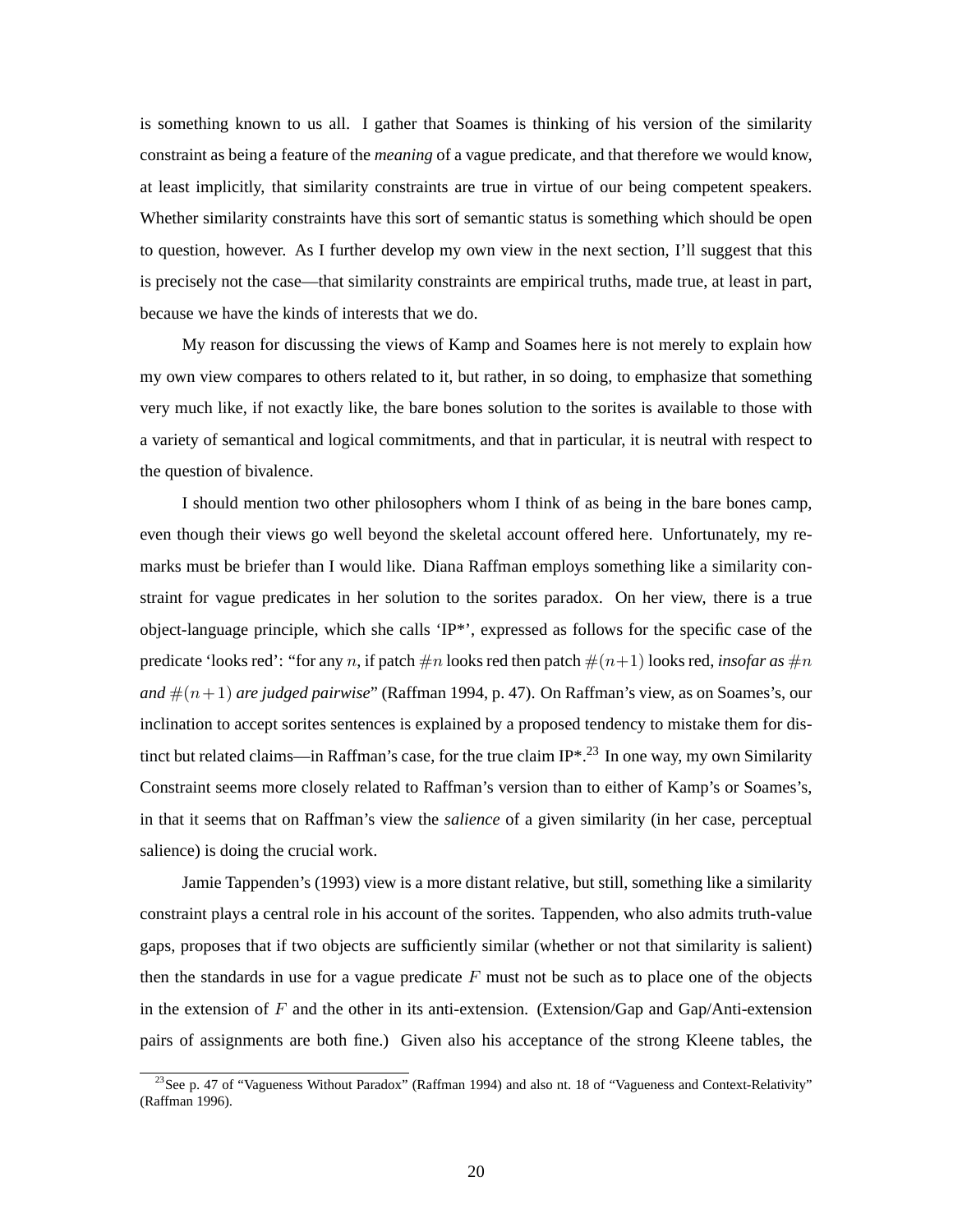is something known to us all. I gather that Soames is thinking of his version of the similarity constraint as being a feature of the *meaning* of a vague predicate, and that therefore we would know, at least implicitly, that similarity constraints are true in virtue of our being competent speakers. Whether similarity constraints have this sort of semantic status is something which should be open to question, however. As I further develop my own view in the next section, I'll suggest that this is precisely not the case—that similarity constraints are empirical truths, made true, at least in part, because we have the kinds of interests that we do.

My reason for discussing the views of Kamp and Soames here is not merely to explain how my own view compares to others related to it, but rather, in so doing, to emphasize that something very much like, if not exactly like, the bare bones solution to the sorites is available to those with a variety of semantical and logical commitments, and that in particular, it is neutral with respect to the question of bivalence.

I should mention two other philosophers whom I think of as being in the bare bones camp, even though their views go well beyond the skeletal account offered here. Unfortunately, my remarks must be briefer than I would like. Diana Raffman employs something like a similarity constraint for vague predicates in her solution to the sorites paradox. On her view, there is a true object-language principle, which she calls 'IP*', expressed as follows for the specific case of the predicate 'looks red': "for any $n$, if patch $\#n$ looks red then patch $\#(n+1)$ looks red, *insofar as* $\#n$ *and* $\#(n+1)$ *are judged pairwise*" (Raffman 1994, p. 47). On Raffman's view, as on Soames's, our inclination to accept sorites sentences is explained by a proposed tendency to mistake them for distinct but related claims—in Raffman's case, for the true claim IP*.[23] In one way, my own Similarity Constraint seems more closely related to Raffman's version than to either of Kamp's or Soames's, in that it seems that on Raffman's view the *salience* of a given similarity (in her case, perceptual salience) is doing the crucial work.

Jamie Tappenden's (1993) view is a more distant relative, but still, something like a similarity constraint plays a central role in his account of the sorites. Tappenden, who also admits truth-value gaps, proposes that if two objects are sufficiently similar (whether or not that similarity is salient) then the standards in use for a vague predicate $F$ must not be such as to place one of the objects in the extension of $F$ and the other in its anti-extension. (Extension/Gap and Gap/Anti-extension pairs of assignments are both fine.) Given also his acceptance of the strong Kleene tables, the

[23] See p. 47 of "Vagueness Without Paradox" (Raffman 1994) and also nt. 18 of "Vagueness and Context-Relativity" (Raffman 1996).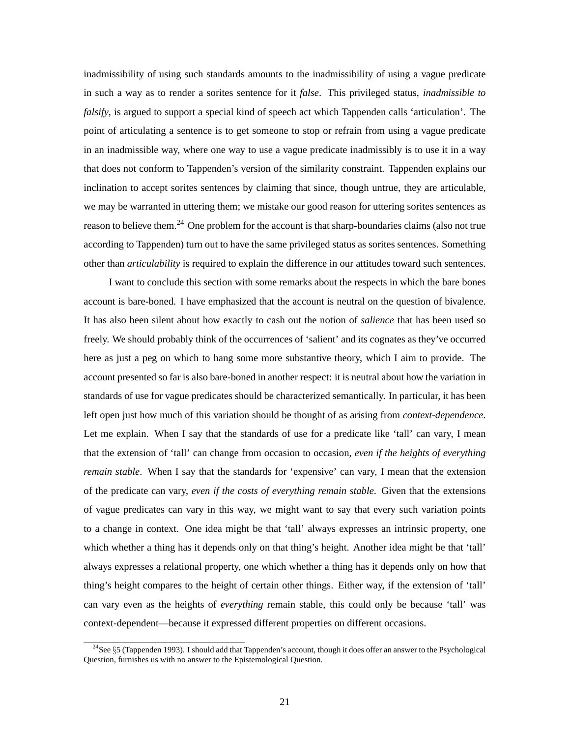inadmissibility of using such standards amounts to the inadmissibility of using a vague predicate in such a way as to render a sorites sentence for it *false*. This privileged status, *inadmissible to falsify*, is argued to support a special kind of speech act which Tappenden calls 'articulation'. The point of articulating a sentence is to get someone to stop or refrain from using a vague predicate in an inadmissible way, where one way to use a vague predicate inadmissibly is to use it in a way that does not conform to Tappenden's version of the similarity constraint. Tappenden explains our inclination to accept sorites sentences by claiming that since, though untrue, they are articulable, we may be warranted in uttering them; we mistake our good reason for uttering sorites sentences as reason to believe them.[24] One problem for the account is that sharp-boundaries claims (also not true according to Tappenden) turn out to have the same privileged status as sorites sentences. Something other than *articulability* is required to explain the difference in our attitudes toward such sentences.

I want to conclude this section with some remarks about the respects in which the bare bones account is bare-boned. I have emphasized that the account is neutral on the question of bivalence. It has also been silent about how exactly to cash out the notion of *salience* that has been used so freely. We should probably think of the occurrences of 'salient' and its cognates as they've occurred here as just a peg on which to hang some more substantive theory, which I aim to provide. The account presented so far is also bare-boned in another respect: it is neutral about how the variation in standards of use for vague predicates should be characterized semantically. In particular, it has been left open just how much of this variation should be thought of as arising from *context-dependence*. Let me explain. When I say that the standards of use for a predicate like 'tall' can vary, I mean that the extension of 'tall' can change from occasion to occasion, *even if the heights of everything remain stable*. When I say that the standards for 'expensive' can vary, I mean that the extension of the predicate can vary, *even if the costs of everything remain stable*. Given that the extensions of vague predicates can vary in this way, we might want to say that every such variation points to a change in context. One idea might be that 'tall' always expresses an intrinsic property, one which whether a thing has it depends only on that thing's height. Another idea might be that 'tall' always expresses a relational property, one which whether a thing has it depends only on how that thing's height compares to the height of certain other things. Either way, if the extension of 'tall' can vary even as the heights of *everything* remain stable, this could only be because 'tall' was context-dependent—because it expressed different properties on different occasions.

[24] See §5 (Tappenden 1993). I should add that Tappenden's account, though it does offer an answer to the Psychological Question, furnishes us with no answer to the Epistemological Question.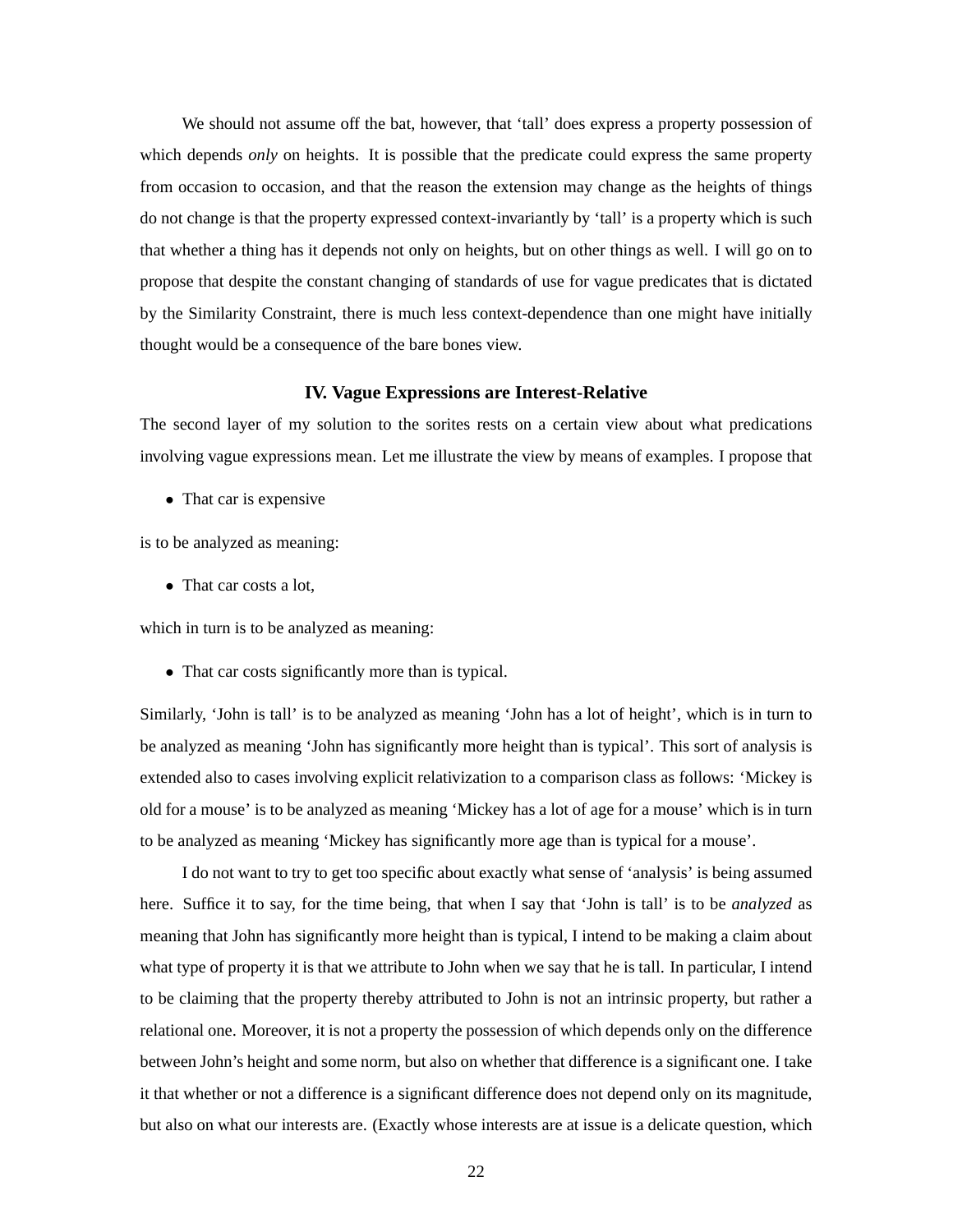We should not assume off the bat, however, that 'tall' does express a property possession of which depends *only* on heights. It is possible that the predicate could express the same property from occasion to occasion, and that the reason the extension may change as the heights of things do not change is that the property expressed context-invariantly by 'tall' is a property which is such that whether a thing has it depends not only on heights, but on other things as well. I will go on to propose that despite the constant changing of standards of use for vague predicates that is dictated by the Similarity Constraint, there is much less context-dependence than one might have initially thought would be a consequence of the bare bones view.

### IV. Vague Expressions are Interest-Relative

The second layer of my solution to the sorites rests on a certain view about what predications involving vague expressions mean. Let me illustrate the view by means of examples. I propose that

- That car is expensive

is to be analyzed as meaning:

- That car costs a lot,

which in turn is to be analyzed as meaning:

- That car costs significantly more than is typical.

Similarly, 'John is tall' is to be analyzed as meaning 'John has a lot of height', which is in turn to be analyzed as meaning 'John has significantly more height than is typical'. This sort of analysis is extended also to cases involving explicit relativization to a comparison class as follows: 'Mickey is old for a mouse' is to be analyzed as meaning 'Mickey has a lot of age for a mouse' which is in turn to be analyzed as meaning 'Mickey has significantly more age than is typical for a mouse'.

I do not want to try to get too specific about exactly what sense of 'analysis' is being assumed here. Suffice it to say, for the time being, that when I say that 'John is tall' is to be *analyzed* as meaning that John has significantly more height than is typical, I intend to be making a claim about what type of property it is that we attribute to John when we say that he is tall. In particular, I intend to be claiming that the property thereby attributed to John is not an intrinsic property, but rather a relational one. Moreover, it is not a property the possession of which depends only on the difference between John's height and some norm, but also on whether that difference is a significant one. I take it that whether or not a difference is a significant difference does not depend only on its magnitude, but also on what our interests are. (Exactly whose interests are at issue is a delicate question, which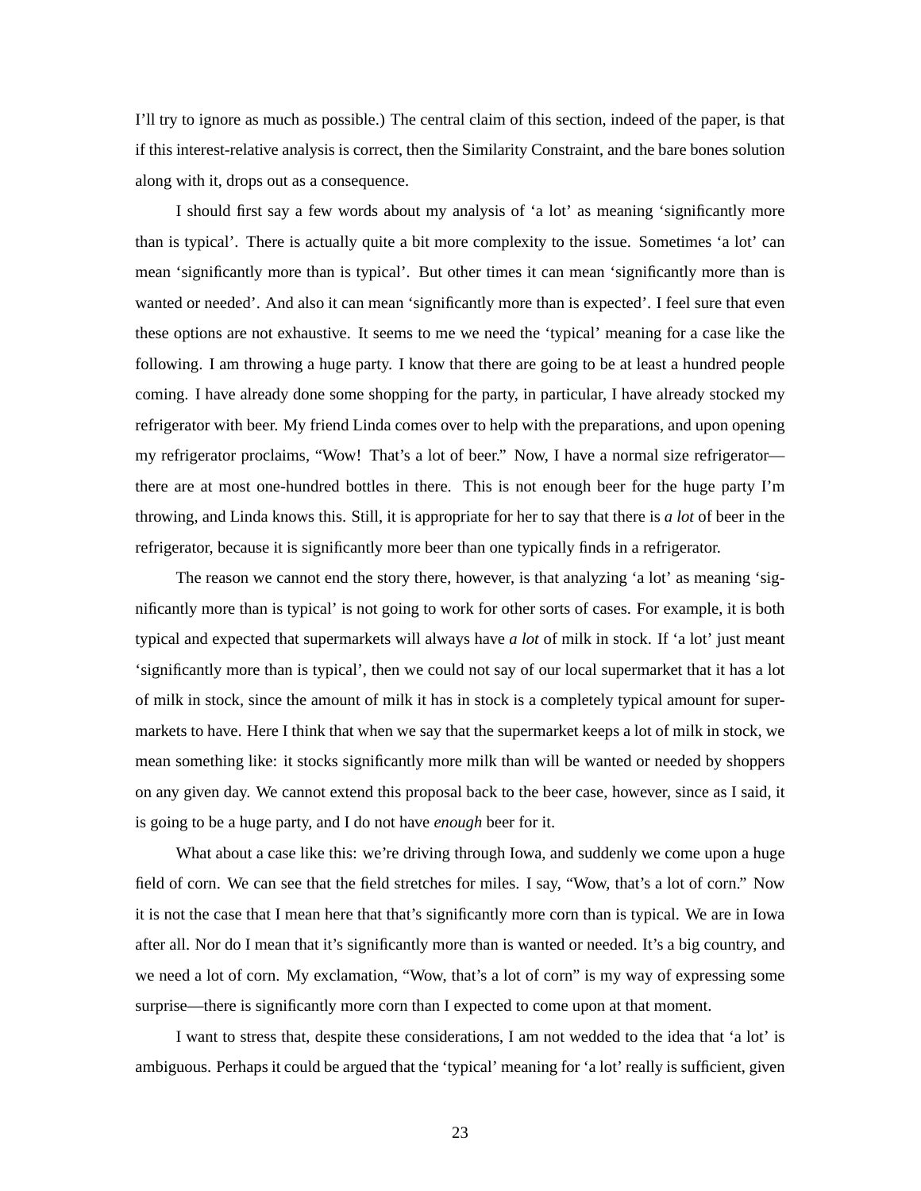I'll try to ignore as much as possible.) The central claim of this section, indeed of the paper, is that if this interest-relative analysis is correct, then the Similarity Constraint, and the bare bones solution along with it, drops out as a consequence.

I should first say a few words about my analysis of 'a lot' as meaning 'significantly more than is typical'. There is actually quite a bit more complexity to the issue. Sometimes 'a lot' can mean 'significantly more than is typical'. But other times it can mean 'significantly more than is wanted or needed'. And also it can mean 'significantly more than is expected'. I feel sure that even these options are not exhaustive. It seems to me we need the 'typical' meaning for a case like the following. I am throwing a huge party. I know that there are going to be at least a hundred people coming. I have already done some shopping for the party, in particular, I have already stocked my refrigerator with beer. My friend Linda comes over to help with the preparations, and upon opening my refrigerator proclaims, "Wow! That's a lot of beer." Now, I have a normal size refrigerator—there are at most one-hundred bottles in there. This is not enough beer for the huge party I'm throwing, and Linda knows this. Still, it is appropriate for her to say that there is *a lot* of beer in the refrigerator, because it is significantly more beer than one typically finds in a refrigerator.

The reason we cannot end the story there, however, is that analyzing 'a lot' as meaning 'significantly more than is typical' is not going to work for other sorts of cases. For example, it is both typical and expected that supermarkets will always have *a lot* of milk in stock. If 'a lot' just meant 'significantly more than is typical', then we could not say of our local supermarket that it has a lot of milk in stock, since the amount of milk it has in stock is a completely typical amount for supermarkets to have. Here I think that when we say that the supermarket keeps a lot of milk in stock, we mean something like: it stocks significantly more milk than will be wanted or needed by shoppers on any given day. We cannot extend this proposal back to the beer case, however, since as I said, it is going to be a huge party, and I do not have *enough* beer for it.

What about a case like this: we're driving through Iowa, and suddenly we come upon a huge field of corn. We can see that the field stretches for miles. I say, "Wow, that's a lot of corn." Now it is not the case that I mean here that that's significantly more corn than is typical. We are in Iowa after all. Nor do I mean that it's significantly more than is wanted or needed. It's a big country, and we need a lot of corn. My exclamation, "Wow, that's a lot of corn" is my way of expressing some surprise—there is significantly more corn than I expected to come upon at that moment.

I want to stress that, despite these considerations, I am not wedded to the idea that 'a lot' is ambiguous. Perhaps it could be argued that the 'typical' meaning for 'a lot' really is sufficient, given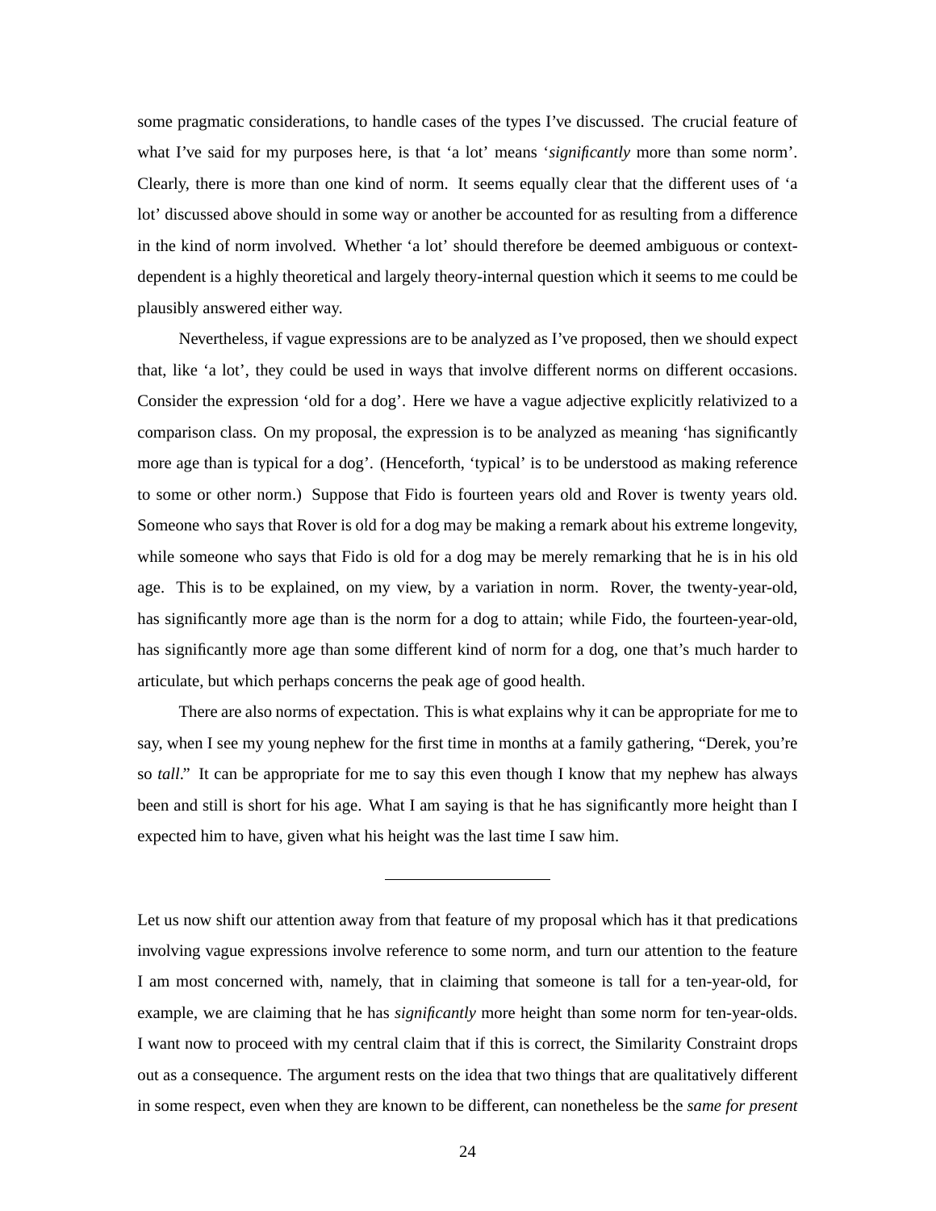some pragmatic considerations, to handle cases of the types I've discussed. The crucial feature of what I've said for my purposes here, is that 'a lot' means '*significantly* more than some norm'. Clearly, there is more than one kind of norm. It seems equally clear that the different uses of 'a lot' discussed above should in some way or another be accounted for as resulting from a difference in the kind of norm involved. Whether 'a lot' should therefore be deemed ambiguous or context-dependent is a highly theoretical and largely theory-internal question which it seems to me could be plausibly answered either way.

Nevertheless, if vague expressions are to be analyzed as I've proposed, then we should expect that, like 'a lot', they could be used in ways that involve different norms on different occasions. Consider the expression 'old for a dog'. Here we have a vague adjective explicitly relativized to a comparison class. On my proposal, the expression is to be analyzed as meaning 'has significantly more age than is typical for a dog'. (Henceforth, 'typical' is to be understood as making reference to some or other norm.) Suppose that Fido is fourteen years old and Rover is twenty years old. Someone who says that Rover is old for a dog may be making a remark about his extreme longevity, while someone who says that Fido is old for a dog may be merely remarking that he is in his old age. This is to be explained, on my view, by a variation in norm. Rover, the twenty-year-old, has significantly more age than is the norm for a dog to attain; while Fido, the fourteen-year-old, has significantly more age than some different kind of norm for a dog, one that's much harder to articulate, but which perhaps concerns the peak age of good health.

There are also norms of expectation. This is what explains why it can be appropriate for me to say, when I see my young nephew for the first time in months at a family gathering, "Derek, you're so *tall*." It can be appropriate for me to say this even though I know that my nephew has always been and still is short for his age. What I am saying is that he has significantly more height than I expected him to have, given what his height was the last time I saw him.

---

Let us now shift our attention away from that feature of my proposal which has it that predications involving vague expressions involve reference to some norm, and turn our attention to the feature I am most concerned with, namely, that in claiming that someone is tall for a ten-year-old, for example, we are claiming that he has *significantly* more height than some norm for ten-year-olds. I want now to proceed with my central claim that if this is correct, the Similarity Constraint drops out as a consequence. The argument rests on the idea that two things that are qualitatively different in some respect, even when they are known to be different, can nonetheless be the *same for present*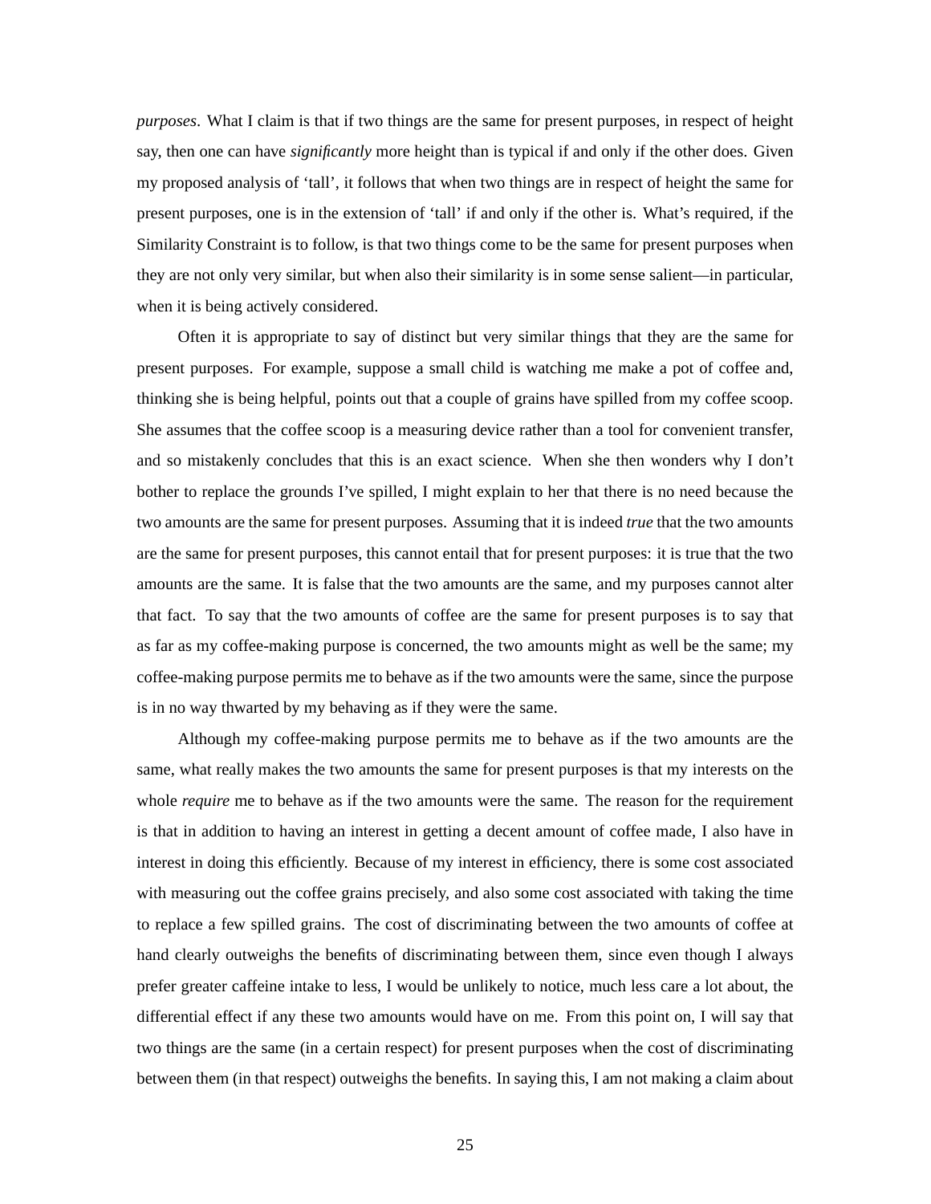*purposes*. What I claim is that if two things are the same for present purposes, in respect of height say, then one can have *significantly* more height than is typical if and only if the other does. Given my proposed analysis of 'tall', it follows that when two things are in respect of height the same for present purposes, one is in the extension of 'tall' if and only if the other is. What's required, if the Similarity Constraint is to follow, is that two things come to be the same for present purposes when they are not only very similar, but when also their similarity is in some sense salient—in particular, when it is being actively considered.

Often it is appropriate to say of distinct but very similar things that they are the same for present purposes. For example, suppose a small child is watching me make a pot of coffee and, thinking she is being helpful, points out that a couple of grains have spilled from my coffee scoop. She assumes that the coffee scoop is a measuring device rather than a tool for convenient transfer, and so mistakenly concludes that this is an exact science. When she then wonders why I don't bother to replace the grounds I've spilled, I might explain to her that there is no need because the two amounts are the same for present purposes. Assuming that it is indeed *true* that the two amounts are the same for present purposes, this cannot entail that for present purposes: it is true that the two amounts are the same. It is false that the two amounts are the same, and my purposes cannot alter that fact. To say that the two amounts of coffee are the same for present purposes is to say that as far as my coffee-making purpose is concerned, the two amounts might as well be the same; my coffee-making purpose permits me to behave as if the two amounts were the same, since the purpose is in no way thwarted by my behaving as if they were the same.

Although my coffee-making purpose permits me to behave as if the two amounts are the same, what really makes the two amounts the same for present purposes is that my interests on the whole *require* me to behave as if the two amounts were the same. The reason for the requirement is that in addition to having an interest in getting a decent amount of coffee made, I also have in interest in doing this efficiently. Because of my interest in efficiency, there is some cost associated with measuring out the coffee grains precisely, and also some cost associated with taking the time to replace a few spilled grains. The cost of discriminating between the two amounts of coffee at hand clearly outweighs the benefits of discriminating between them, since even though I always prefer greater caffeine intake to less, I would be unlikely to notice, much less care a lot about, the differential effect if any these two amounts would have on me. From this point on, I will say that two things are the same (in a certain respect) for present purposes when the cost of discriminating between them (in that respect) outweighs the benefits. In saying this, I am not making a claim about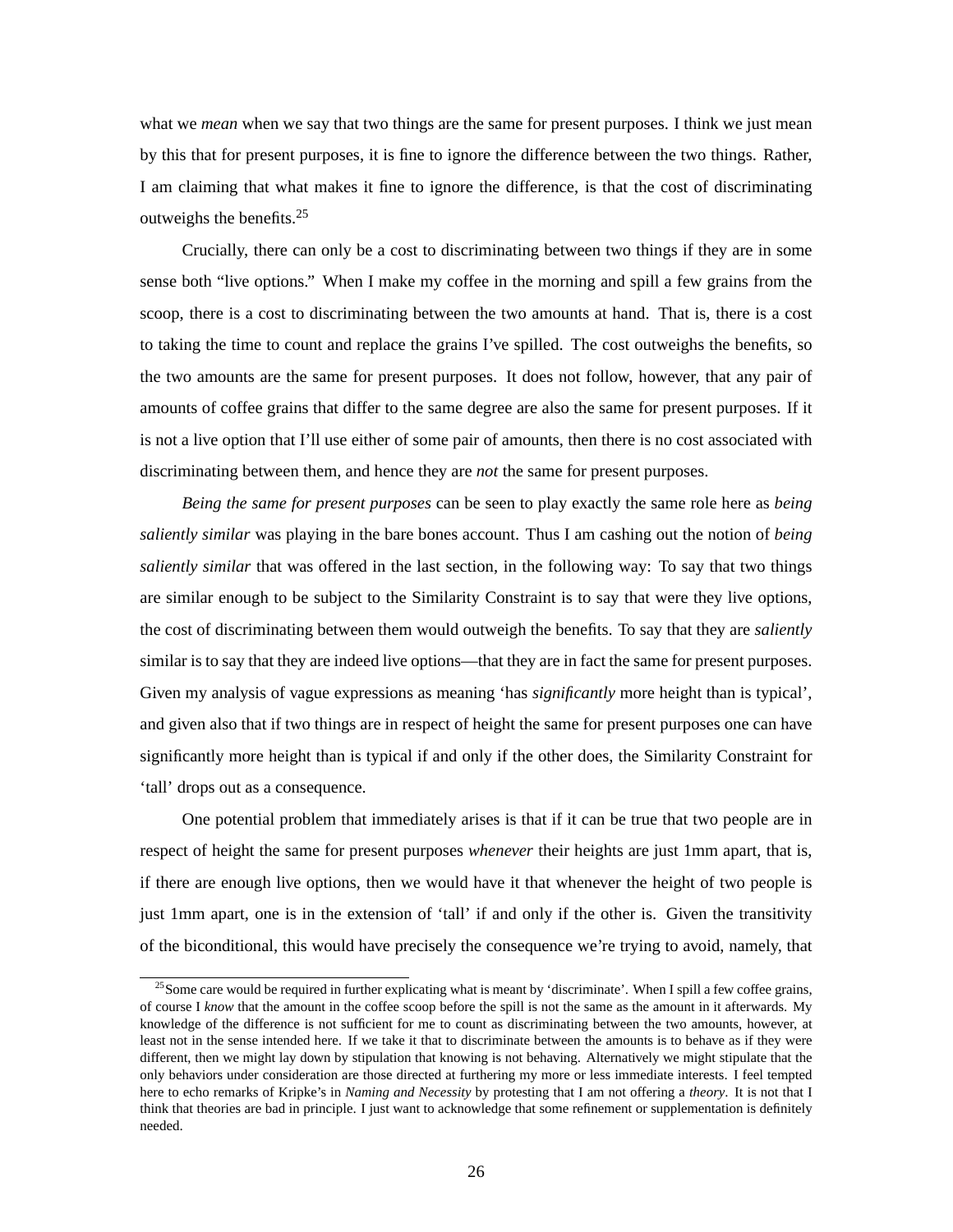what we *mean* when we say that two things are the same for present purposes. I think we just mean by this that for present purposes, it is fine to ignore the difference between the two things. Rather, I am claiming that what makes it fine to ignore the difference, is that the cost of discriminating outweighs the benefits.[25]

Crucially, there can only be a cost to discriminating between two things if they are in some sense both "live options." When I make my coffee in the morning and spill a few grains from the scoop, there is a cost to discriminating between the two amounts at hand. That is, there is a cost to taking the time to count and replace the grains I've spilled. The cost outweighs the benefits, so the two amounts are the same for present purposes. It does not follow, however, that any pair of amounts of coffee grains that differ to the same degree are also the same for present purposes. If it is not a live option that I'll use either of some pair of amounts, then there is no cost associated with discriminating between them, and hence they are *not* the same for present purposes.

*Being the same for present purposes* can be seen to play exactly the same role here as *being saliently similar* was playing in the bare bones account. Thus I am cashing out the notion of *being saliently similar* that was offered in the last section, in the following way: To say that two things are similar enough to be subject to the Similarity Constraint is to say that were they live options, the cost of discriminating between them would outweigh the benefits. To say that they are *saliently* similar is to say that they are indeed live options—that they are in fact the same for present purposes. Given my analysis of vague expressions as meaning 'has *significantly* more height than is typical', and given also that if two things are in respect of height the same for present purposes one can have significantly more height than is typical if and only if the other does, the Similarity Constraint for 'tall' drops out as a consequence.

One potential problem that immediately arises is that if it can be true that two people are in respect of height the same for present purposes *whenever* their heights are just 1mm apart, that is, if there are enough live options, then we would have it that whenever the height of two people is just 1mm apart, one is in the extension of 'tall' if and only if the other is. Given the transitivity of the biconditional, this would have precisely the consequence we're trying to avoid, namely, that

[25] Some care would be required in further explicating what is meant by 'discriminate'. When I spill a few coffee grains, of course I *know* that the amount in the coffee scoop before the spill is not the same as the amount in it afterwards. My knowledge of the difference is not sufficient for me to count as discriminating between the two amounts, however, at least not in the sense intended here. If we take it that to discriminate between the amounts is to behave as if they were different, then we might lay down by stipulation that knowing is not behaving. Alternatively we might stipulate that the only behaviors under consideration are those directed at furthering my more or less immediate interests. I feel tempted here to echo remarks of Kripke's in *Naming and Necessity* by protesting that I am not offering a *theory*. It is not that I think that theories are bad in principle. I just want to acknowledge that some refinement or supplementation is definitely needed.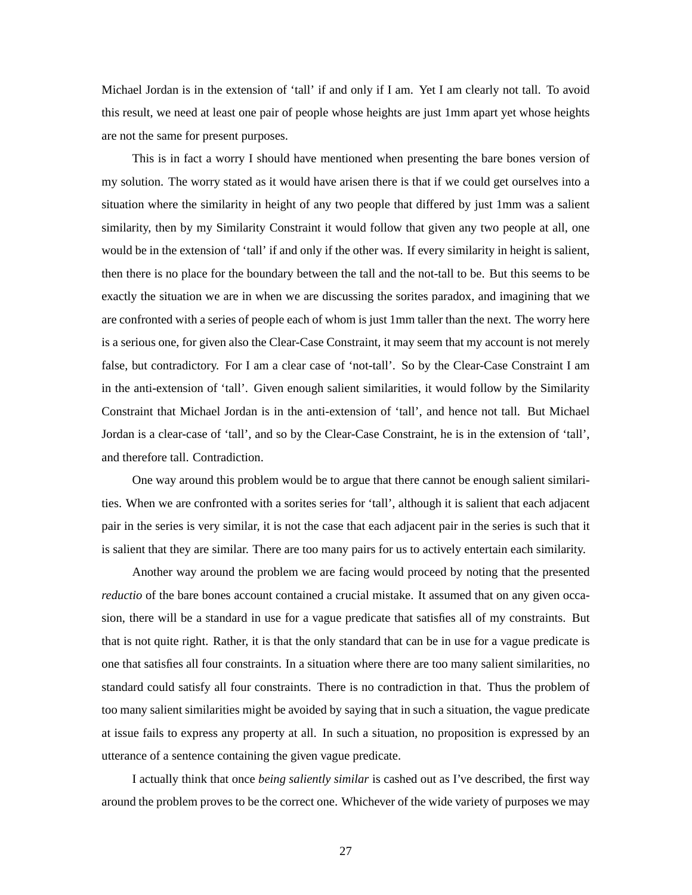Michael Jordan is in the extension of 'tall' if and only if I am. Yet I am clearly not tall. To avoid this result, we need at least one pair of people whose heights are just 1mm apart yet whose heights are not the same for present purposes.

This is in fact a worry I should have mentioned when presenting the bare bones version of my solution. The worry stated as it would have arisen there is that if we could get ourselves into a situation where the similarity in height of any two people that differed by just 1mm was a salient similarity, then by my Similarity Constraint it would follow that given any two people at all, one would be in the extension of 'tall' if and only if the other was. If every similarity in height is salient, then there is no place for the boundary between the tall and the not-tall to be. But this seems to be exactly the situation we are in when we are discussing the sorites paradox, and imagining that we are confronted with a series of people each of whom is just 1mm taller than the next. The worry here is a serious one, for given also the Clear-Case Constraint, it may seem that my account is not merely false, but contradictory. For I am a clear case of 'not-tall'. So by the Clear-Case Constraint I am in the anti-extension of 'tall'. Given enough salient similarities, it would follow by the Similarity Constraint that Michael Jordan is in the anti-extension of 'tall', and hence not tall. But Michael Jordan is a clear-case of 'tall', and so by the Clear-Case Constraint, he is in the extension of 'tall', and therefore tall. Contradiction.

One way around this problem would be to argue that there cannot be enough salient similarities. When we are confronted with a sorites series for 'tall', although it is salient that each adjacent pair in the series is very similar, it is not the case that each adjacent pair in the series is such that it is salient that they are similar. There are too many pairs for us to actively entertain each similarity.

Another way around the problem we are facing would proceed by noting that the presented *reductio* of the bare bones account contained a crucial mistake. It assumed that on any given occasion, there will be a standard in use for a vague predicate that satisfies all of my constraints. But that is not quite right. Rather, it is that the only standard that can be in use for a vague predicate is one that satisfies all four constraints. In a situation where there are too many salient similarities, no standard could satisfy all four constraints. There is no contradiction in that. Thus the problem of too many salient similarities might be avoided by saying that in such a situation, the vague predicate at issue fails to express any property at all. In such a situation, no proposition is expressed by an utterance of a sentence containing the given vague predicate.

I actually think that once *being saliently similar* is cashed out as I've described, the first way around the problem proves to be the correct one. Whichever of the wide variety of purposes we may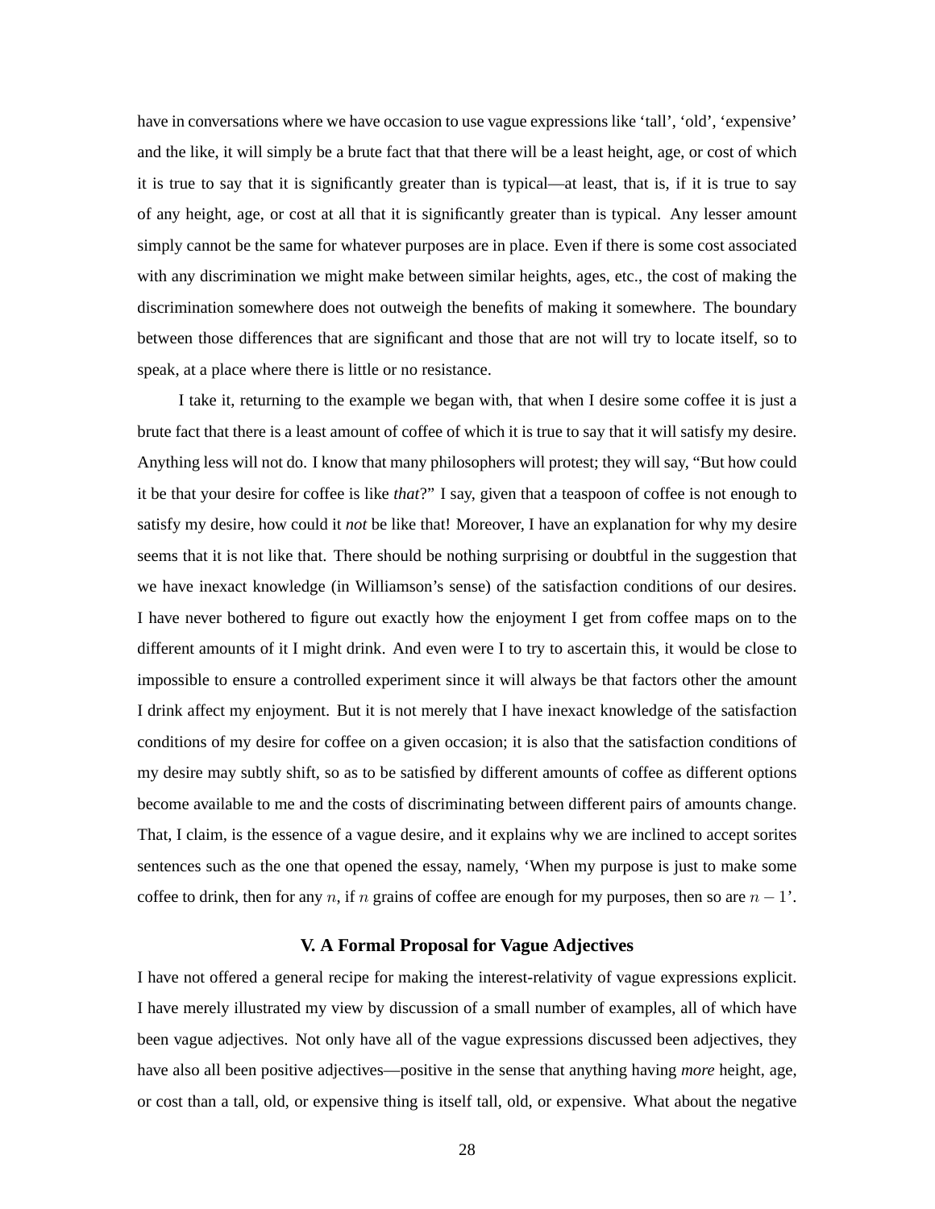have in conversations where we have occasion to use vague expressions like 'tall', 'old', 'expensive' and the like, it will simply be a brute fact that that there will be a least height, age, or cost of which it is true to say that it is significantly greater than is typical—at least, that is, if it is true to say of any height, age, or cost at all that it is significantly greater than is typical. Any lesser amount simply cannot be the same for whatever purposes are in place. Even if there is some cost associated with any discrimination we might make between similar heights, ages, etc., the cost of making the discrimination somewhere does not outweigh the benefits of making it somewhere. The boundary between those differences that are significant and those that are not will try to locate itself, so to speak, at a place where there is little or no resistance.

I take it, returning to the example we began with, that when I desire some coffee it is just a brute fact that there is a least amount of coffee of which it is true to say that it will satisfy my desire. Anything less will not do. I know that many philosophers will protest; they will say, "But how could it be that your desire for coffee is like *that*?" I say, given that a teaspoon of coffee is not enough to satisfy my desire, how could it *not* be like that! Moreover, I have an explanation for why my desire seems that it is not like that. There should be nothing surprising or doubtful in the suggestion that we have inexact knowledge (in Williamson's sense) of the satisfaction conditions of our desires. I have never bothered to figure out exactly how the enjoyment I get from coffee maps on to the different amounts of it I might drink. And even were I to try to ascertain this, it would be close to impossible to ensure a controlled experiment since it will always be that factors other the amount I drink affect my enjoyment. But it is not merely that I have inexact knowledge of the satisfaction conditions of my desire for coffee on a given occasion; it is also that the satisfaction conditions of my desire may subtly shift, so as to be satisfied by different amounts of coffee as different options become available to me and the costs of discriminating between different pairs of amounts change. That, I claim, is the essence of a vague desire, and it explains why we are inclined to accept sorites sentences such as the one that opened the essay, namely, 'When my purpose is just to make some coffee to drink, then for any $n$, if $n$ grains of coffee are enough for my purposes, then so are $n - 1$'.

## V. A Formal Proposal for Vague Adjectives

I have not offered a general recipe for making the interest-relativity of vague expressions explicit. I have merely illustrated my view by discussion of a small number of examples, all of which have been vague adjectives. Not only have all of the vague expressions discussed been adjectives, they have also all been positive adjectives—positive in the sense that anything having *more* height, age, or cost than a tall, old, or expensive thing is itself tall, old, or expensive. What about the negative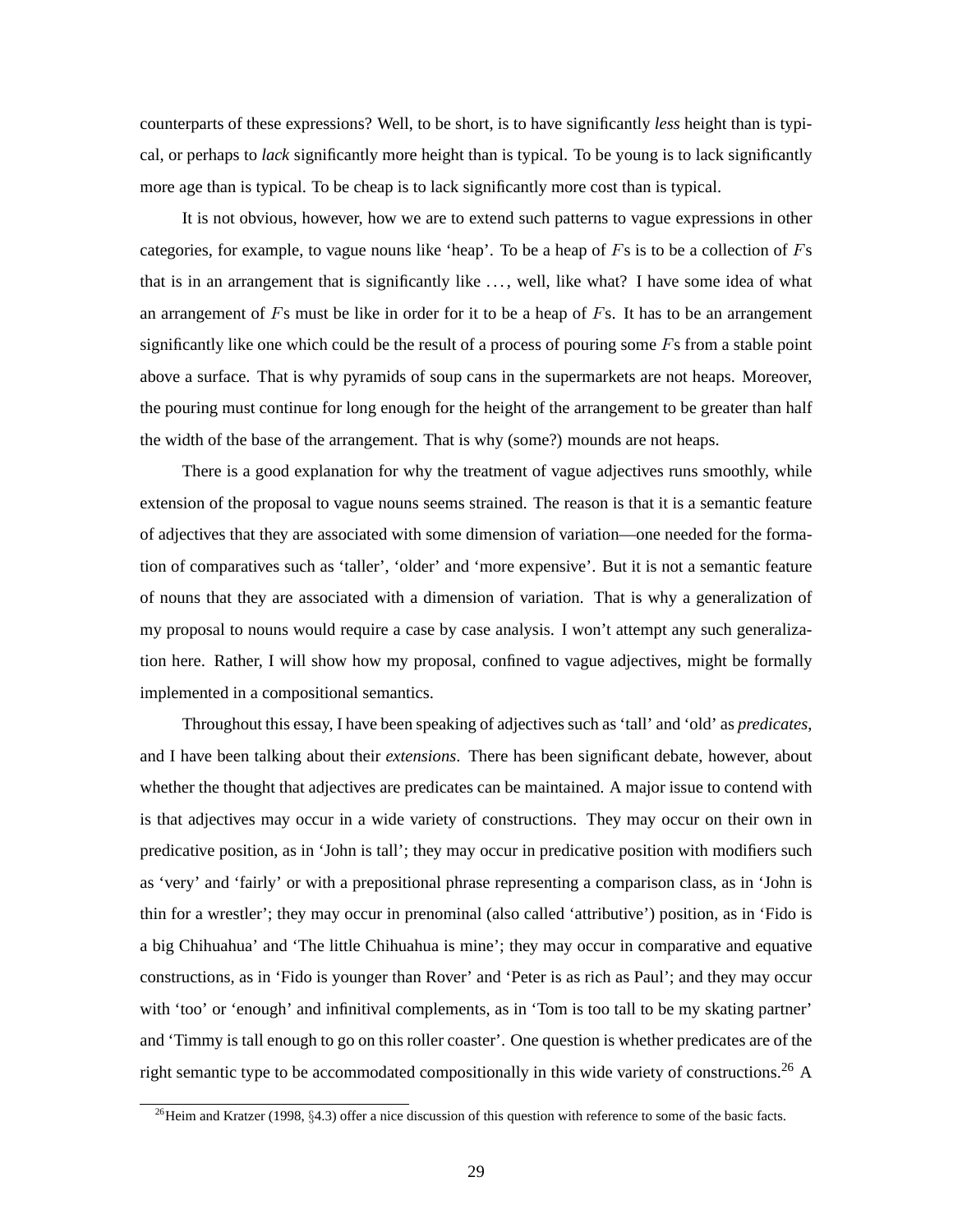counterparts of these expressions? Well, to be short, is to have significantly *less* height than is typical, or perhaps to *lack* significantly more height than is typical. To be young is to lack significantly more age than is typical. To be cheap is to lack significantly more cost than is typical.

It is not obvious, however, how we are to extend such patterns to vague expressions in other categories, for example, to vague nouns like 'heap'. To be a heap of $F$s is to be a collection of $F$s that is in an arrangement that is significantly like . . . , well, like what? I have some idea of what an arrangement of $F$s must be like in order for it to be a heap of $F$s. It has to be an arrangement significantly like one which could be the result of a process of pouring some $F$s from a stable point above a surface. That is why pyramids of soup cans in the supermarkets are not heaps. Moreover, the pouring must continue for long enough for the height of the arrangement to be greater than half the width of the base of the arrangement. That is why (some?) mounds are not heaps.

There is a good explanation for why the treatment of vague adjectives runs smoothly, while extension of the proposal to vague nouns seems strained. The reason is that it is a semantic feature of adjectives that they are associated with some dimension of variation—one needed for the formation of comparatives such as 'taller', 'older' and 'more expensive'. But it is not a semantic feature of nouns that they are associated with a dimension of variation. That is why a generalization of my proposal to nouns would require a case by case analysis. I won't attempt any such generalization here. Rather, I will show how my proposal, confined to vague adjectives, might be formally implemented in a compositional semantics.

Throughout this essay, I have been speaking of adjectives such as 'tall' and 'old' as *predicates*, and I have been talking about their *extensions*. There has been significant debate, however, about whether the thought that adjectives are predicates can be maintained. A major issue to contend with is that adjectives may occur in a wide variety of constructions. They may occur on their own in predicative position, as in 'John is tall'; they may occur in predicative position with modifiers such as 'very' and 'fairly' or with a prepositional phrase representing a comparison class, as in 'John is thin for a wrestler'; they may occur in prenominal (also called 'attributive') position, as in 'Fido is a big Chihuahua' and 'The little Chihuahua is mine'; they may occur in comparative and equative constructions, as in 'Fido is younger than Rover' and 'Peter is as rich as Paul'; and they may occur with 'too' or 'enough' and infinitival complements, as in 'Tom is too tall to be my skating partner' and 'Timmy is tall enough to go on this roller coaster'. One question is whether predicates are of the right semantic type to be accommodated compositionally in this wide variety of constructions.[26] A

[26] Heim and Kratzer (1998, §4.3) offer a nice discussion of this question with reference to some of the basic facts.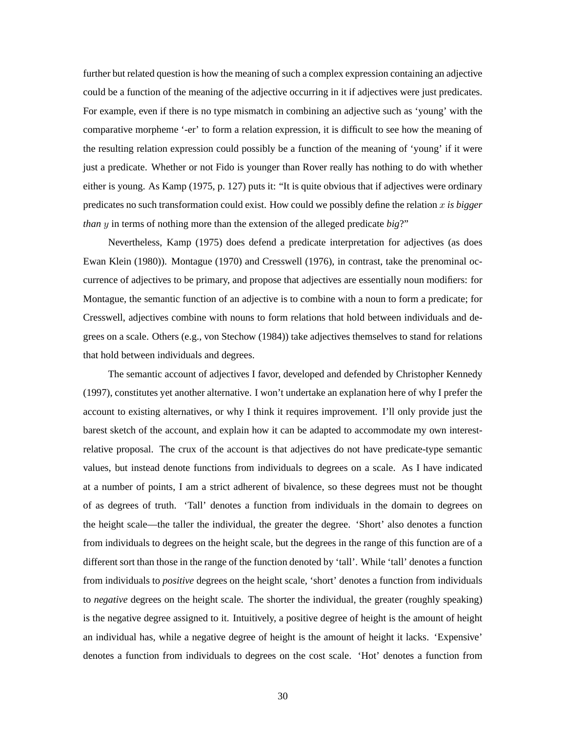further but related question is how the meaning of such a complex expression containing an adjective could be a function of the meaning of the adjective occurring in it if adjectives were just predicates. For example, even if there is no type mismatch in combining an adjective such as 'young' with the comparative morpheme '-er' to form a relation expression, it is difficult to see how the meaning of the resulting relation expression could possibly be a function of the meaning of 'young' if it were just a predicate. Whether or not Fido is younger than Rover really has nothing to do with whether either is young. As Kamp (1975, p. 127) puts it: "It is quite obvious that if adjectives were ordinary predicates no such transformation could exist. How could we possibly define the relation $x$ *is bigger than* $y$ in terms of nothing more than the extension of the alleged predicate *big*?"

Nevertheless, Kamp (1975) does defend a predicate interpretation for adjectives (as does Ewan Klein (1980)). Montague (1970) and Cresswell (1976), in contrast, take the prenominal occurrence of adjectives to be primary, and propose that adjectives are essentially noun modifiers: for Montague, the semantic function of an adjective is to combine with a noun to form a predicate; for Cresswell, adjectives combine with nouns to form relations that hold between individuals and degrees on a scale. Others (e.g., von Stechow (1984)) take adjectives themselves to stand for relations that hold between individuals and degrees.

The semantic account of adjectives I favor, developed and defended by Christopher Kennedy (1997), constitutes yet another alternative. I won't undertake an explanation here of why I prefer the account to existing alternatives, or why I think it requires improvement. I'll only provide just the barest sketch of the account, and explain how it can be adapted to accommodate my own interest-relative proposal. The crux of the account is that adjectives do not have predicate-type semantic values, but instead denote functions from individuals to degrees on a scale. As I have indicated at a number of points, I am a strict adherent of bivalence, so these degrees must not be thought of as degrees of truth. 'Tall' denotes a function from individuals in the domain to degrees on the height scale—the taller the individual, the greater the degree. 'Short' also denotes a function from individuals to degrees on the height scale, but the degrees in the range of this function are of a different sort than those in the range of the function denoted by 'tall'. While 'tall' denotes a function from individuals to *positive* degrees on the height scale, 'short' denotes a function from individuals to *negative* degrees on the height scale. The shorter the individual, the greater (roughly speaking) is the negative degree assigned to it. Intuitively, a positive degree of height is the amount of height an individual has, while a negative degree of height is the amount of height it lacks. 'Expensive' denotes a function from individuals to degrees on the cost scale. 'Hot' denotes a function from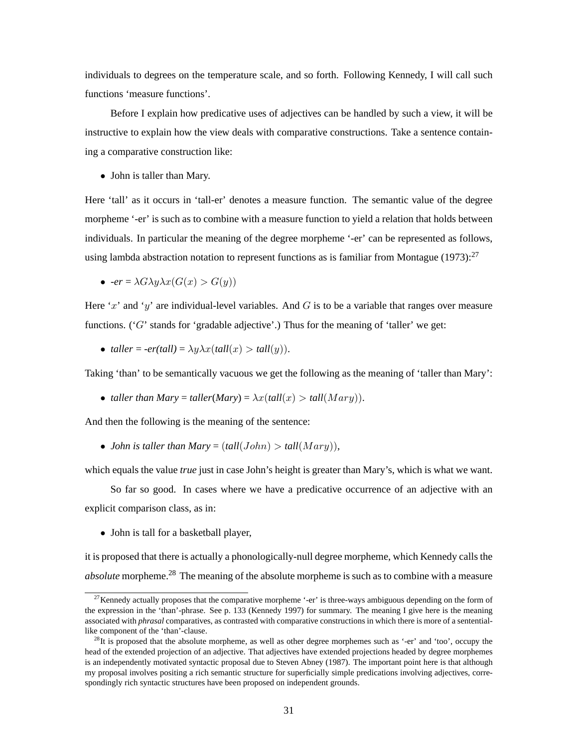individuals to degrees on the temperature scale, and so forth. Following Kennedy, I will call such functions 'measure functions'.

Before I explain how predicative uses of adjectives can be handled by such a view, it will be instructive to explain how the view deals with comparative constructions. Take a sentence containing a comparative construction like:

- John is taller than Mary.

Here 'tall' as it occurs in 'tall-er' denotes a measure function. The semantic value of the degree morpheme '-er' is such as to combine with a measure function to yield a relation that holds between individuals. In particular the meaning of the degree morpheme '-er' can be represented as follows, using lambda abstraction notation to represent functions as is familiar from Montague (1973):[27]

- *-er* = $\lambda G \lambda y \lambda x (G(x) > G(y))$

Here '$x$' and '$y$' are individual-level variables. And $G$ is to be a variable that ranges over measure functions. ('$G$' stands for 'gradable adjective'.) Thus for the meaning of 'taller' we get:

- *taller* = *-er(tall)* = $\lambda y \lambda x (\textit{tall}(x) > \textit{tall}(y))$.

Taking 'than' to be semantically vacuous we get the following as the meaning of 'taller than Mary':

- *taller than Mary* = *taller*(*Mary*) = $\lambda x (\textit{tall}(x) > \textit{tall}(Mary))$.

And then the following is the meaning of the sentence:

- *John is taller than Mary* = $(\textit{tall}(John) > \textit{tall}(Mary))$,

which equals the value *true* just in case John's height is greater than Mary's, which is what we want.

So far so good. In cases where we have a predicative occurrence of an adjective with an explicit comparison class, as in:

- John is tall for a basketball player,

it is proposed that there is actually a phonologically-null degree morpheme, which Kennedy calls the *absolute* morpheme.[28] The meaning of the absolute morpheme is such as to combine with a measure

[27] Kennedy actually proposes that the comparative morpheme '-er' is three-ways ambiguous depending on the form of the expression in the 'than'-phrase. See p. 133 (Kennedy 1997) for summary. The meaning I give here is the meaning associated with *phrasal* comparatives, as contrasted with comparative constructions in which there is more of a sentential-like component of the 'than'-clause.

[28] It is proposed that the absolute morpheme, as well as other degree morphemes such as '-er' and 'too', occupy the head of the extended projection of an adjective. That adjectives have extended projections headed by degree morphemes is an independently motivated syntactic proposal due to Steven Abney (1987). The important point here is that although my proposal involves positing a rich semantic structure for superficially simple predications involving adjectives, correspondingly rich syntactic structures have been proposed on independent grounds.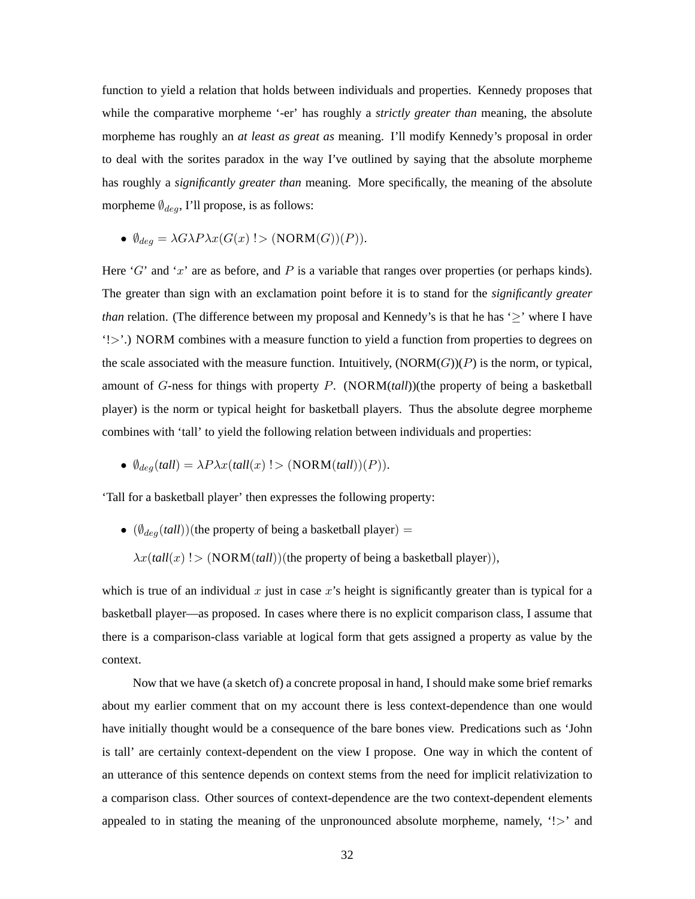function to yield a relation that holds between individuals and properties. Kennedy proposes that while the comparative morpheme '-er' has roughly a *strictly greater than* meaning, the absolute morpheme has roughly an *at least as great as* meaning. I'll modify Kennedy's proposal in order to deal with the sorites paradox in the way I've outlined by saying that the absolute morpheme has roughly a *significantly greater than* meaning. More specifically, the meaning of the absolute morpheme $\emptyset_{deg}$, I'll propose, is as follows:

- $\emptyset_{deg} = \lambda G \lambda P \lambda x(G(x) \,!\!> (\text{NORM}(G))(P))$.

Here '$G$' and '$x$' are as before, and $P$ is a variable that ranges over properties (or perhaps kinds). The greater than sign with an exclamation point before it is to stand for the *significantly greater than* relation. (The difference between my proposal and Kennedy's is that he has '$\geq$' where I have '$!\!>$'.) NORM combines with a measure function to yield a function from properties to degrees on the scale associated with the measure function. Intuitively, (NORM($G$))($P$) is the norm, or typical, amount of $G$-ness for things with property $P$. (NORM(*tall*))(the property of being a basketball player) is the norm or typical height for basketball players. Thus the absolute degree morpheme combines with 'tall' to yield the following relation between individuals and properties:

- $\emptyset_{deg}(\textit{tall}) = \lambda P \lambda x(\textit{tall}(x) \,!\!> (\text{NORM}(\textit{tall}))(P))$.

'Tall for a basketball player' then expresses the following property:

- $(\emptyset_{deg}(\textit{tall}))(\text{the property of being a basketball player}) =$

  $\lambda x(\textit{tall}(x) \,!\!> (\text{NORM}(\textit{tall}))(\text{the property of being a basketball player}))$,

which is true of an individual $x$ just in case $x$'s height is significantly greater than is typical for a basketball player—as proposed. In cases where there is no explicit comparison class, I assume that there is a comparison-class variable at logical form that gets assigned a property as value by the context.

Now that we have (a sketch of) a concrete proposal in hand, I should make some brief remarks about my earlier comment that on my account there is less context-dependence than one would have initially thought would be a consequence of the bare bones view. Predications such as 'John is tall' are certainly context-dependent on the view I propose. One way in which the content of an utterance of this sentence depends on context stems from the need for implicit relativization to a comparison class. Other sources of context-dependence are the two context-dependent elements appealed to in stating the meaning of the unpronounced absolute morpheme, namely, '$!\!>$' and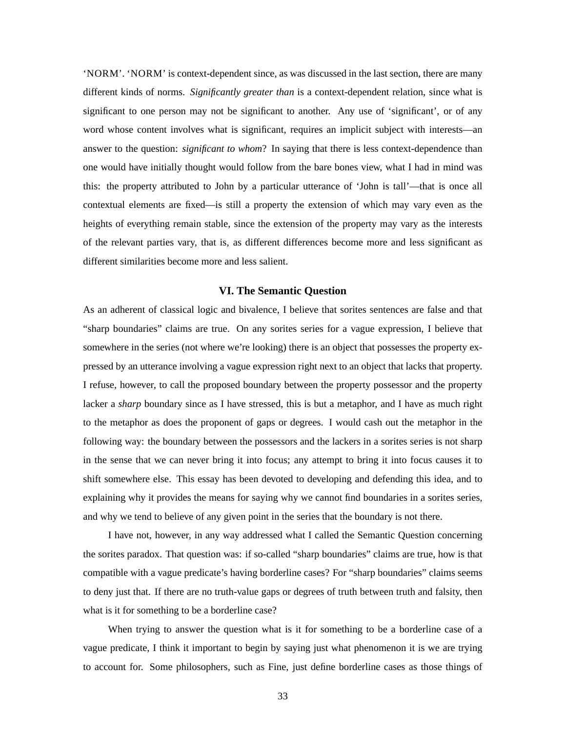'NORM'. 'NORM' is context-dependent since, as was discussed in the last section, there are many different kinds of norms. *Significantly greater than* is a context-dependent relation, since what is significant to one person may not be significant to another. Any use of 'significant', or of any word whose content involves what is significant, requires an implicit subject with interests—an answer to the question: *significant to whom*? In saying that there is less context-dependence than one would have initially thought would follow from the bare bones view, what I had in mind was this: the property attributed to John by a particular utterance of 'John is tall'—that is once all contextual elements are fixed—is still a property the extension of which may vary even as the heights of everything remain stable, since the extension of the property may vary as the interests of the relevant parties vary, that is, as different differences become more and less significant as different similarities become more and less salient.

## VI. The Semantic Question

As an adherent of classical logic and bivalence, I believe that sorites sentences are false and that "sharp boundaries" claims are true. On any sorites series for a vague expression, I believe that somewhere in the series (not where we're looking) there is an object that possesses the property expressed by an utterance involving a vague expression right next to an object that lacks that property. I refuse, however, to call the proposed boundary between the property possessor and the property lacker a *sharp* boundary since as I have stressed, this is but a metaphor, and I have as much right to the metaphor as does the proponent of gaps or degrees. I would cash out the metaphor in the following way: the boundary between the possessors and the lackers in a sorites series is not sharp in the sense that we can never bring it into focus; any attempt to bring it into focus causes it to shift somewhere else. This essay has been devoted to developing and defending this idea, and to explaining why it provides the means for saying why we cannot find boundaries in a sorites series, and why we tend to believe of any given point in the series that the boundary is not there.

I have not, however, in any way addressed what I called the Semantic Question concerning the sorites paradox. That question was: if so-called "sharp boundaries" claims are true, how is that compatible with a vague predicate's having borderline cases? For "sharp boundaries" claims seems to deny just that. If there are no truth-value gaps or degrees of truth between truth and falsity, then what is it for something to be a borderline case?

When trying to answer the question what is it for something to be a borderline case of a vague predicate, I think it important to begin by saying just what phenomenon it is we are trying to account for. Some philosophers, such as Fine, just define borderline cases as those things of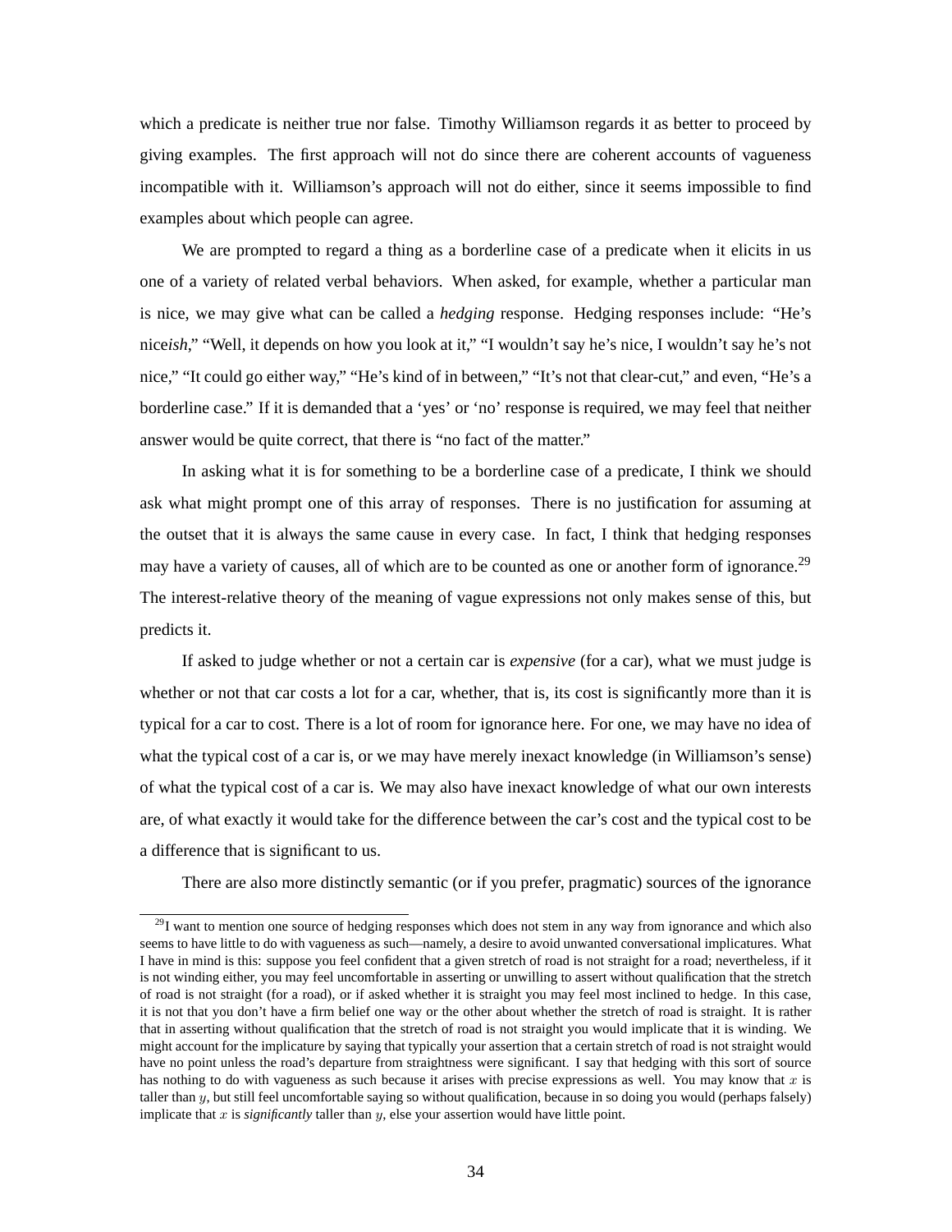which a predicate is neither true nor false. Timothy Williamson regards it as better to proceed by giving examples. The first approach will not do since there are coherent accounts of vagueness incompatible with it. Williamson's approach will not do either, since it seems impossible to find examples about which people can agree.

We are prompted to regard a thing as a borderline case of a predicate when it elicits in us one of a variety of related verbal behaviors. When asked, for example, whether a particular man is nice, we may give what can be called a *hedging* response. Hedging responses include: "He's nice*ish*," "Well, it depends on how you look at it," "I wouldn't say he's nice, I wouldn't say he's not nice," "It could go either way," "He's kind of in between," "It's not that clear-cut," and even, "He's a borderline case." If it is demanded that a 'yes' or 'no' response is required, we may feel that neither answer would be quite correct, that there is "no fact of the matter."

In asking what it is for something to be a borderline case of a predicate, I think we should ask what might prompt one of this array of responses. There is no justification for assuming at the outset that it is always the same cause in every case. In fact, I think that hedging responses may have a variety of causes, all of which are to be counted as one or another form of ignorance.[29] The interest-relative theory of the meaning of vague expressions not only makes sense of this, but predicts it.

If asked to judge whether or not a certain car is *expensive* (for a car), what we must judge is whether or not that car costs a lot for a car, whether, that is, its cost is significantly more than it is typical for a car to cost. There is a lot of room for ignorance here. For one, we may have no idea of what the typical cost of a car is, or we may have merely inexact knowledge (in Williamson's sense) of what the typical cost of a car is. We may also have inexact knowledge of what our own interests are, of what exactly it would take for the difference between the car's cost and the typical cost to be a difference that is significant to us.

There are also more distinctly semantic (or if you prefer, pragmatic) sources of the ignorance

[29] I want to mention one source of hedging responses which does not stem in any way from ignorance and which also seems to have little to do with vagueness as such—namely, a desire to avoid unwanted conversational implicatures. What I have in mind is this: suppose you feel confident that a given stretch of road is not straight for a road; nevertheless, if it is not winding either, you may feel uncomfortable in asserting or unwilling to assert without qualification that the stretch of road is not straight (for a road), or if asked whether it is straight you may feel most inclined to hedge. In this case, it is not that you don't have a firm belief one way or the other about whether the stretch of road is straight. It is rather that in asserting without qualification that the stretch of road is not straight you would implicate that it is winding. We might account for the implicature by saying that typically your assertion that a certain stretch of road is not straight would have no point unless the road's departure from straightness were significant. I say that hedging with this sort of source has nothing to do with vagueness as such because it arises with precise expressions as well. You may know that $x$ is taller than $y$, but still feel uncomfortable saying so without qualification, because in so doing you would (perhaps falsely) implicate that $x$ is *significantly* taller than $y$, else your assertion would have little point.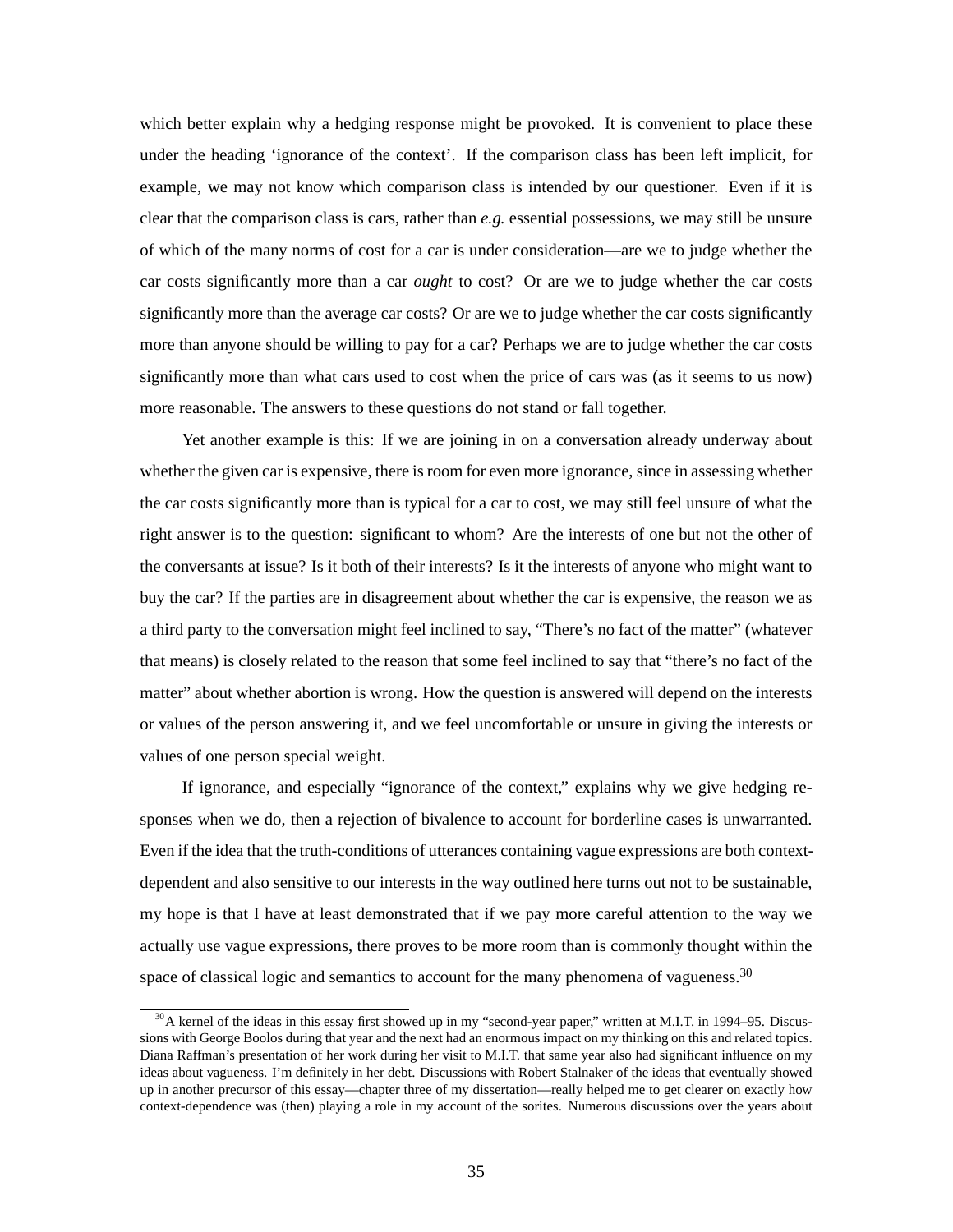which better explain why a hedging response might be provoked. It is convenient to place these under the heading 'ignorance of the context'. If the comparison class has been left implicit, for example, we may not know which comparison class is intended by our questioner. Even if it is clear that the comparison class is cars, rather than *e.g.* essential possessions, we may still be unsure of which of the many norms of cost for a car is under consideration—are we to judge whether the car costs significantly more than a car *ought* to cost? Or are we to judge whether the car costs significantly more than the average car costs? Or are we to judge whether the car costs significantly more than anyone should be willing to pay for a car? Perhaps we are to judge whether the car costs significantly more than what cars used to cost when the price of cars was (as it seems to us now) more reasonable. The answers to these questions do not stand or fall together.

Yet another example is this: If we are joining in on a conversation already underway about whether the given car is expensive, there is room for even more ignorance, since in assessing whether the car costs significantly more than is typical for a car to cost, we may still feel unsure of what the right answer is to the question: significant to whom? Are the interests of one but not the other of the conversants at issue? Is it both of their interests? Is it the interests of anyone who might want to buy the car? If the parties are in disagreement about whether the car is expensive, the reason we as a third party to the conversation might feel inclined to say, "There's no fact of the matter" (whatever that means) is closely related to the reason that some feel inclined to say that "there's no fact of the matter" about whether abortion is wrong. How the question is answered will depend on the interests or values of the person answering it, and we feel uncomfortable or unsure in giving the interests or values of one person special weight.

If ignorance, and especially "ignorance of the context," explains why we give hedging responses when we do, then a rejection of bivalence to account for borderline cases is unwarranted. Even if the idea that the truth-conditions of utterances containing vague expressions are both context-dependent and also sensitive to our interests in the way outlined here turns out not to be sustainable, my hope is that I have at least demonstrated that if we pay more careful attention to the way we actually use vague expressions, there proves to be more room than is commonly thought within the space of classical logic and semantics to account for the many phenomena of vagueness.[30]

[30] A kernel of the ideas in this essay first showed up in my "second-year paper," written at M.I.T. in 1994–95. Discussions with George Boolos during that year and the next had an enormous impact on my thinking on this and related topics. Diana Raffman's presentation of her work during her visit to M.I.T. that same year also had significant influence on my ideas about vagueness. I'm definitely in her debt. Discussions with Robert Stalnaker of the ideas that eventually showed up in another precursor of this essay—chapter three of my dissertation—really helped me to get clearer on exactly how context-dependence was (then) playing a role in my account of the sorites. Numerous discussions over the years about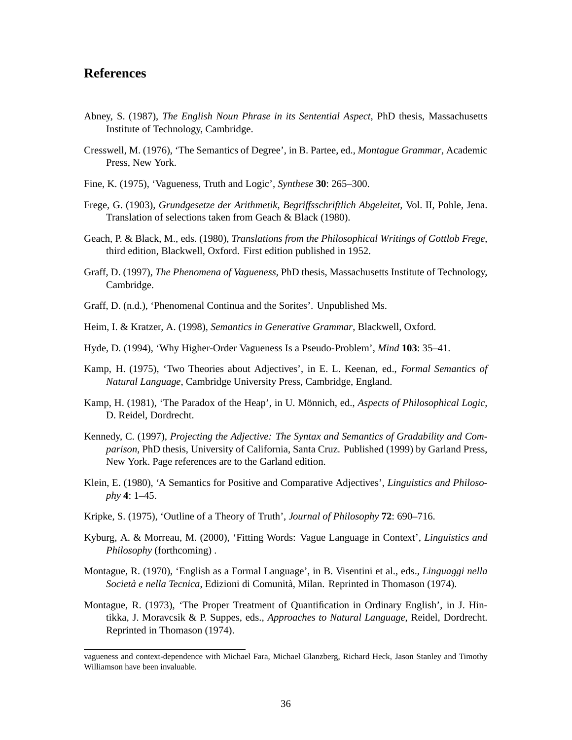## References

Abney, S. (1987), *The English Noun Phrase in its Sentential Aspect*, PhD thesis, Massachusetts Institute of Technology, Cambridge.

Cresswell, M. (1976), 'The Semantics of Degree', in B. Partee, ed., *Montague Grammar*, Academic Press, New York.

Fine, K. (1975), 'Vagueness, Truth and Logic', *Synthese* **30**: 265–300.

Frege, G. (1903), *Grundgesetze der Arithmetik, Begriffsschriftlich Abgeleitet*, Vol. II, Pohle, Jena. Translation of selections taken from Geach & Black (1980).

Geach, P. & Black, M., eds. (1980), *Translations from the Philosophical Writings of Gottlob Frege*, third edition, Blackwell, Oxford. First edition published in 1952.

Graff, D. (1997), *The Phenomena of Vagueness*, PhD thesis, Massachusetts Institute of Technology, Cambridge.

Graff, D. (n.d.), 'Phenomenal Continua and the Sorites'. Unpublished Ms.

Heim, I. & Kratzer, A. (1998), *Semantics in Generative Grammar*, Blackwell, Oxford.

Hyde, D. (1994), 'Why Higher-Order Vagueness Is a Pseudo-Problem', *Mind* **103**: 35–41.

Kamp, H. (1975), 'Two Theories about Adjectives', in E. L. Keenan, ed., *Formal Semantics of Natural Language*, Cambridge University Press, Cambridge, England.

Kamp, H. (1981), 'The Paradox of the Heap', in U. Mönnich, ed., *Aspects of Philosophical Logic*, D. Reidel, Dordrecht.

Kennedy, C. (1997), *Projecting the Adjective: The Syntax and Semantics of Gradability and Comparison*, PhD thesis, University of California, Santa Cruz. Published (1999) by Garland Press, New York. Page references are to the Garland edition.

Klein, E. (1980), 'A Semantics for Positive and Comparative Adjectives', *Linguistics and Philosophy* **4**: 1–45.

Kripke, S. (1975), 'Outline of a Theory of Truth', *Journal of Philosophy* **72**: 690–716.

Kyburg, A. & Morreau, M. (2000), 'Fitting Words: Vague Language in Context', *Linguistics and Philosophy* (forthcoming) .

Montague, R. (1970), 'English as a Formal Language', in B. Visentini et al., eds., *Linguaggi nella Società e nella Tecnica*, Edizioni di Comunità, Milan. Reprinted in Thomason (1974).

Montague, R. (1973), 'The Proper Treatment of Quantification in Ordinary English', in J. Hintikka, J. Moravcsik & P. Suppes, eds., *Approaches to Natural Language*, Reidel, Dordrecht. Reprinted in Thomason (1974).

---

vagueness and context-dependence with Michael Fara, Michael Glanzberg, Richard Heck, Jason Stanley and Timothy Williamson have been invaluable.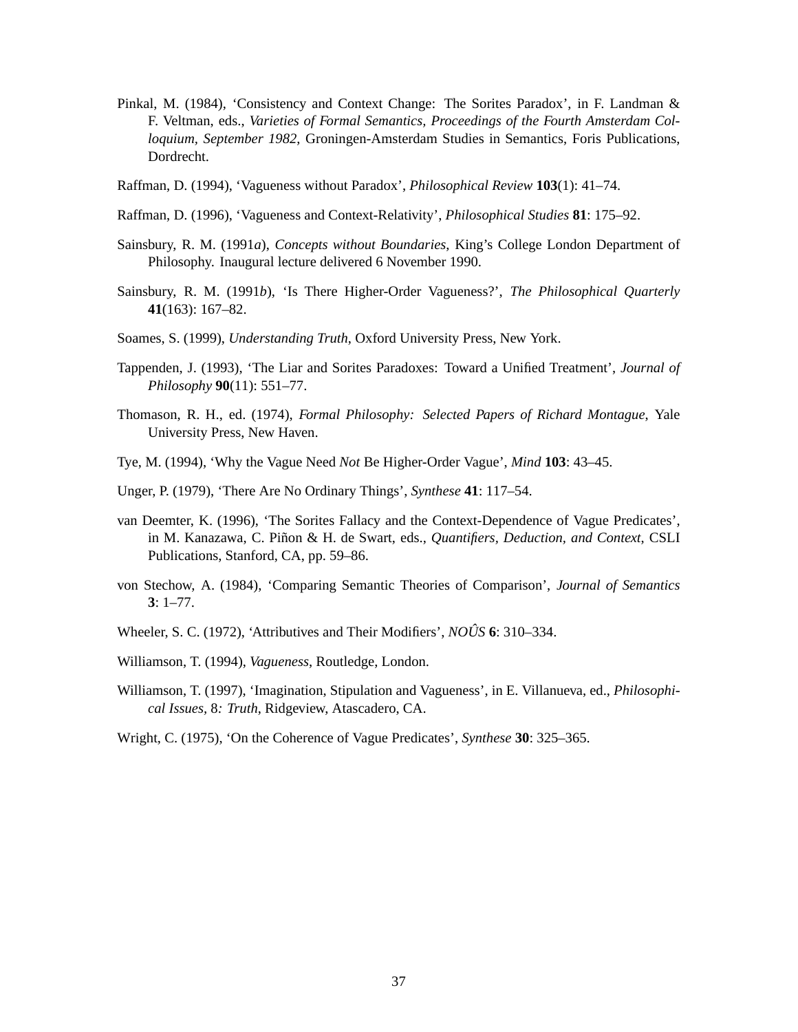Pinkal, M. (1984), 'Consistency and Context Change: The Sorites Paradox', in F. Landman & F. Veltman, eds., *Varieties of Formal Semantics, Proceedings of the Fourth Amsterdam Colloquium, September 1982*, Groningen-Amsterdam Studies in Semantics, Foris Publications, Dordrecht.

Raffman, D. (1994), 'Vagueness without Paradox', *Philosophical Review* **103**(1): 41–74.

Raffman, D. (1996), 'Vagueness and Context-Relativity', *Philosophical Studies* **81**: 175–92.

Sainsbury, R. M. (1991*a*), *Concepts without Boundaries*, King's College London Department of Philosophy. Inaugural lecture delivered 6 November 1990.

Sainsbury, R. M. (1991*b*), 'Is There Higher-Order Vagueness?', *The Philosophical Quarterly* **41**(163): 167–82.

Soames, S. (1999), *Understanding Truth*, Oxford University Press, New York.

Tappenden, J. (1993), 'The Liar and Sorites Paradoxes: Toward a Unified Treatment', *Journal of Philosophy* **90**(11): 551–77.

Thomason, R. H., ed. (1974), *Formal Philosophy: Selected Papers of Richard Montague*, Yale University Press, New Haven.

Tye, M. (1994), 'Why the Vague Need *Not* Be Higher-Order Vague', *Mind* **103**: 43–45.

Unger, P. (1979), 'There Are No Ordinary Things', *Synthese* **41**: 117–54.

van Deemter, K. (1996), 'The Sorites Fallacy and the Context-Dependence of Vague Predicates', in M. Kanazawa, C. Piñon & H. de Swart, eds., *Quantifiers, Deduction, and Context*, CSLI Publications, Stanford, CA, pp. 59–86.

von Stechow, A. (1984), 'Comparing Semantic Theories of Comparison', *Journal of Semantics* **3**: 1–77.

Wheeler, S. C. (1972), 'Attributives and Their Modifiers', *NOÛS* **6**: 310–334.

Williamson, T. (1994), *Vagueness*, Routledge, London.

Williamson, T. (1997), 'Imagination, Stipulation and Vagueness', in E. Villanueva, ed., *Philosophical Issues, 8: Truth*, Ridgeview, Atascadero, CA.

Wright, C. (1975), 'On the Coherence of Vague Predicates', *Synthese* **30**: 325–365.